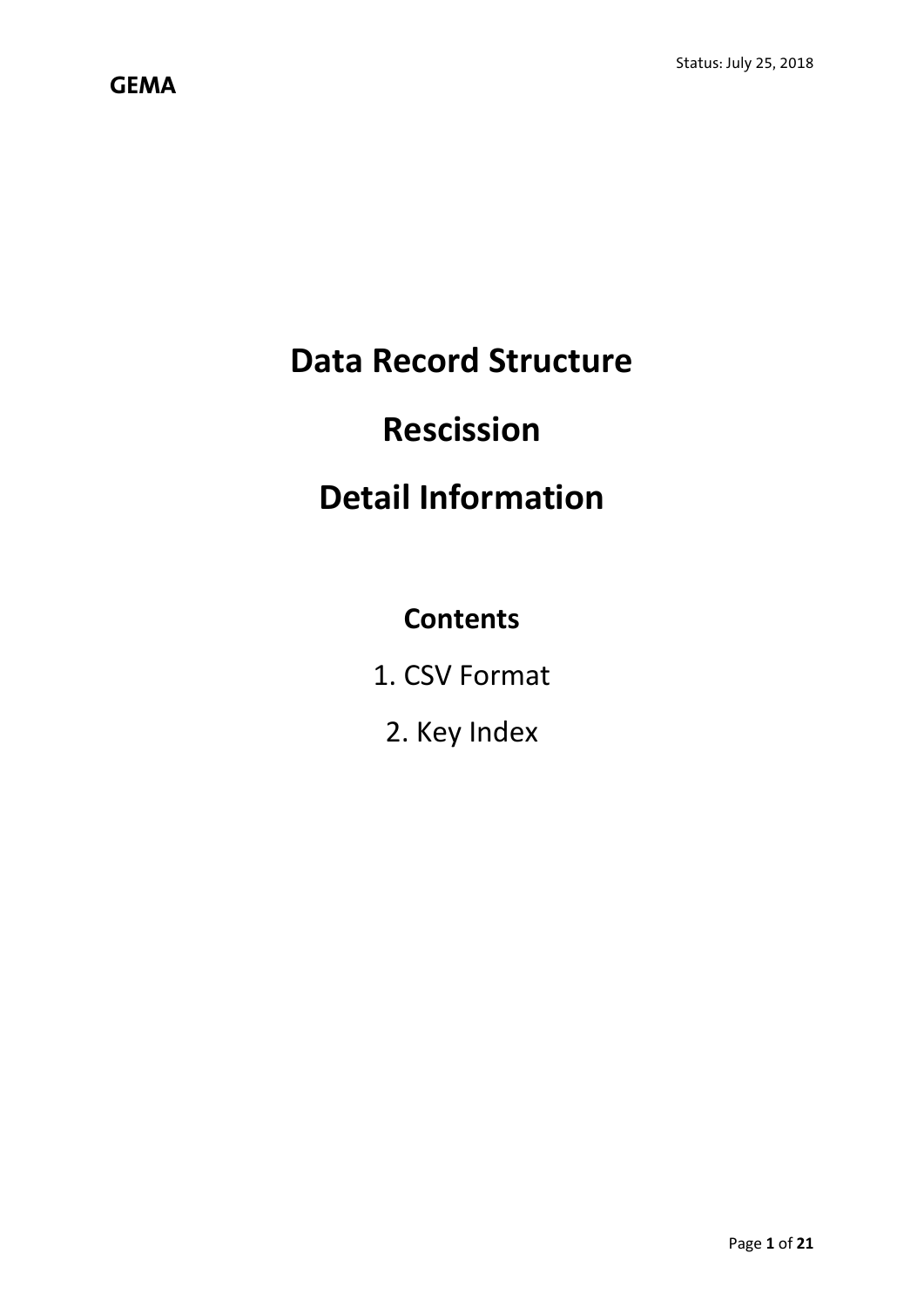# Data Record Structure

# Rescission

# Detail Information

## Contents

1. CSV Format
2. Key Index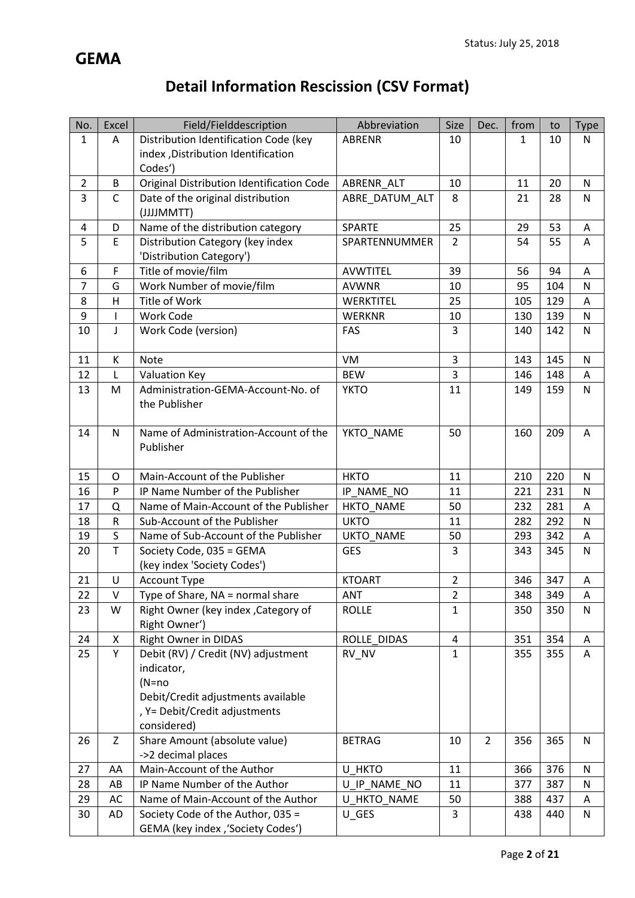**GEMA**

Status: July 25, 2018

# Detail Information Rescission (CSV Format)

| No. | Excel | Field/Fielddescription | Abbreviation | Size | Dec. | from | to | Type |
|---|---|---|---|---|---|---|---|---|
| 1 | A | Distribution Identification Code (key index ,Distribution Identification Codes') | ABRENR | 10 | | 1 | 10 | N |
| 2 | B | Original Distribution Identification Code | ABRENR_ALT | 10 | | 11 | 20 | N |
| 3 | C | Date of the original distribution (JJJJMMTT) | ABRE_DATUM_ALT | 8 | | 21 | 28 | N |
| 4 | D | Name of the distribution category | SPARTE | 25 | | 29 | 53 | A |
| 5 | E | Distribution Category (key index 'Distribution Category') | SPARTENNUMMER | 2 | | 54 | 55 | A |
| 6 | F | Title of movie/film | AVWTITEL | 39 | | 56 | 94 | A |
| 7 | G | Work Number of movie/film | AVWNR | 10 | | 95 | 104 | N |
| 8 | H | Title of Work | WERKTITEL | 25 | | 105 | 129 | A |
| 9 | I | Work Code | WERKNR | 10 | | 130 | 139 | N |
| 10 | J | Work Code (version) | FAS | 3 | | 140 | 142 | N |
| 11 | K | Note | VM | 3 | | 143 | 145 | N |
| 12 | L | Valuation Key | BEW | 3 | | 146 | 148 | A |
| 13 | M | Administration-GEMA-Account-No. of the Publisher | YKTO | 11 | | 149 | 159 | N |
| 14 | N | Name of Administration-Account of the Publisher | YKTO_NAME | 50 | | 160 | 209 | A |
| 15 | O | Main-Account of the Publisher | HKTO | 11 | | 210 | 220 | N |
| 16 | P | IP Name Number of the Publisher | IP_NAME_NO | 11 | | 221 | 231 | N |
| 17 | Q | Name of Main-Account of the Publisher | HKTO_NAME | 50 | | 232 | 281 | A |
| 18 | R | Sub-Account of the Publisher | UKTO | 11 | | 282 | 292 | N |
| 19 | S | Name of Sub-Account of the Publisher | UKTO_NAME | 50 | | 293 | 342 | A |
| 20 | T | Society Code, 035 = GEMA (key index 'Society Codes') | GES | 3 | | 343 | 345 | N |
| 21 | U | Account Type | KTOART | 2 | | 346 | 347 | A |
| 22 | V | Type of Share, NA = normal share | ANT | 2 | | 348 | 349 | A |
| 23 | W | Right Owner (key index ,Category of Right Owner') | ROLLE | 1 | | 350 | 350 | N |
| 24 | X | Right Owner in DIDAS | ROLLE_DIDAS | 4 | | 351 | 354 | A |
| 25 | Y | Debit (RV) / Credit (NV) adjustment indicator, (N=no Debit/Credit adjustments available , Y= Debit/Credit adjustments considered) | RV_NV | 1 | | 355 | 355 | A |
| 26 | Z | Share Amount (absolute value) ->2 decimal places | BETRAG | 10 | 2 | 356 | 365 | N |
| 27 | AA | Main-Account of the Author | U_HKTO | 11 | | 366 | 376 | N |
| 28 | AB | IP Name Number of the Author | U_IP_NAME_NO | 11 | | 377 | 387 | N |
| 29 | AC | Name of Main-Account of the Author | U_HKTO_NAME | 50 | | 388 | 437 | A |
| 30 | AD | Society Code of the Author, 035 = GEMA (key index ,'Society Codes') | U_GES | 3 | | 438 | 440 | N |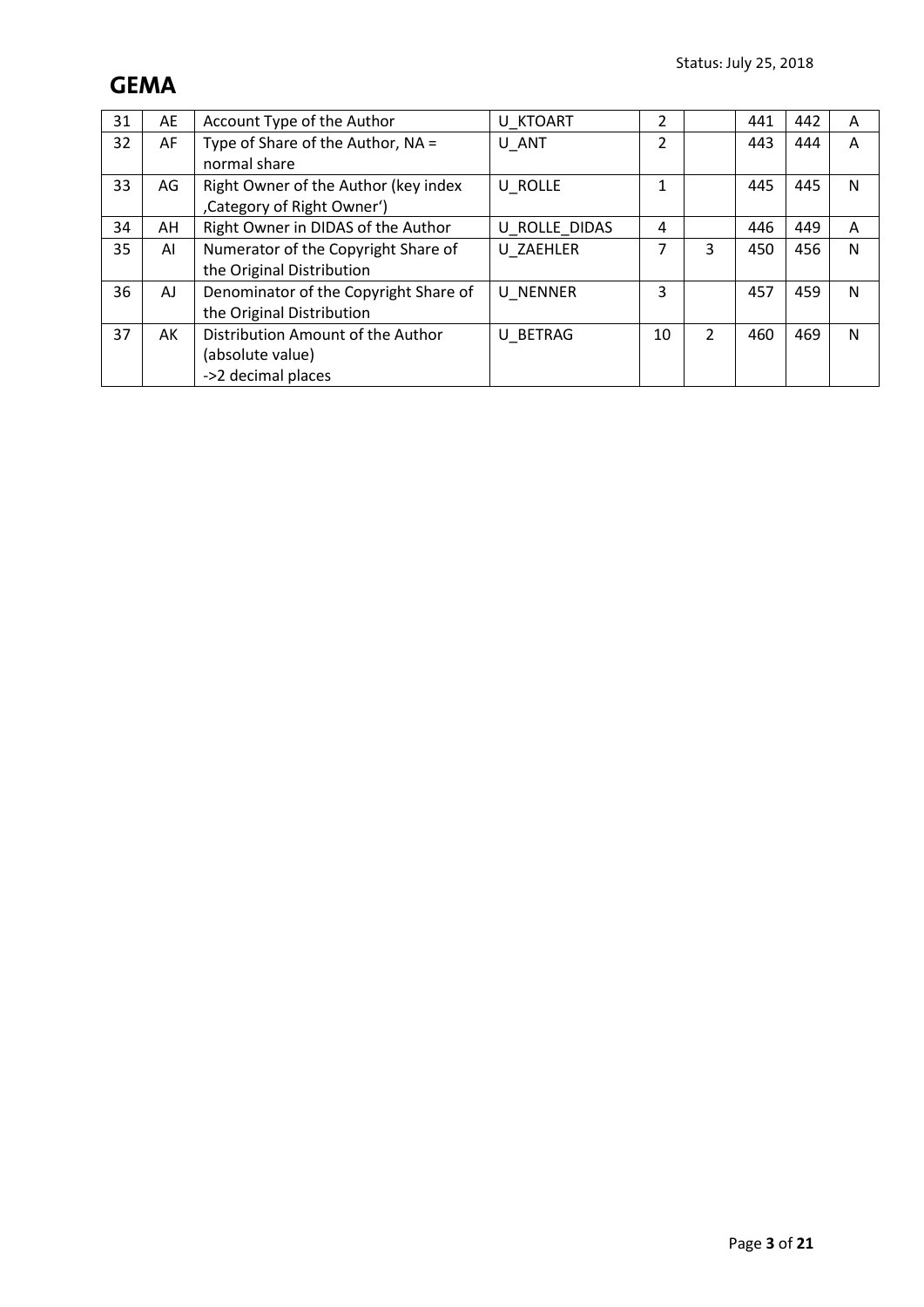| 31 | AE | Account Type of the Author | U_KTOART | 2 | | 441 | 442 | A |
|---|---|---|---|---|---|---|---|---|
| 32 | AF | Type of Share of the Author, NA = normal share | U_ANT | 2 | | 443 | 444 | A |
| 33 | AG | Right Owner of the Author (key index ‚Category of Right Owner') | U_ROLLE | 1 | | 445 | 445 | N |
| 34 | AH | Right Owner in DIDAS of the Author | U_ROLLE_DIDAS | 4 | | 446 | 449 | A |
| 35 | AI | Numerator of the Copyright Share of the Original Distribution | U_ZAEHLER | 7 | 3 | 450 | 456 | N |
| 36 | AJ | Denominator of the Copyright Share of the Original Distribution | U_NENNER | 3 | | 457 | 459 | N |
| 37 | AK | Distribution Amount of the Author (absolute value) ->2 decimal places | U_BETRAG | 10 | 2 | 460 | 469 | N |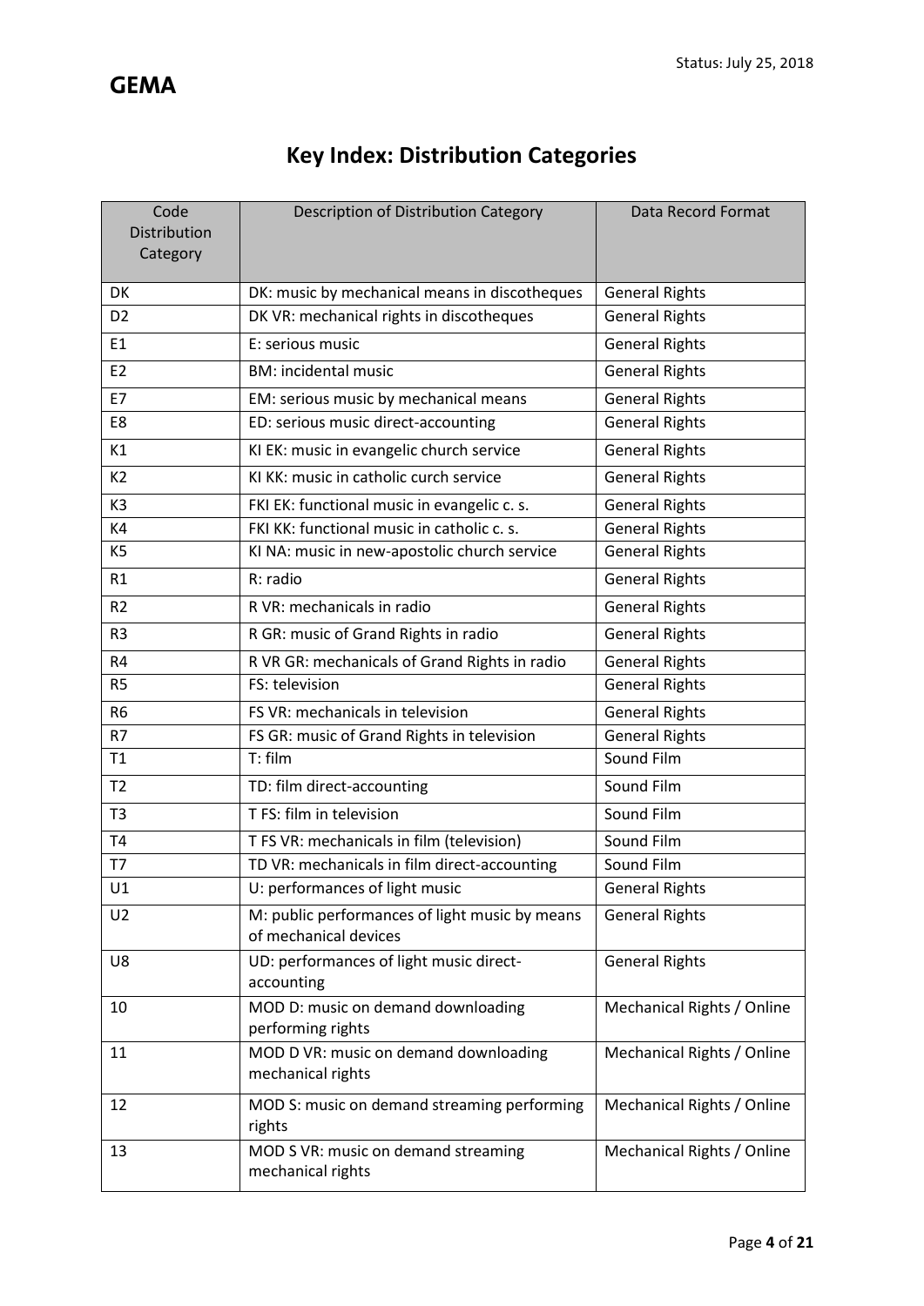**GEMA**

# Key Index: Distribution Categories

| Code Distribution Category | Description of Distribution Category | Data Record Format |
|---|---|---|
| DK | DK: music by mechanical means in discotheques | General Rights |
| D2 | DK VR: mechanical rights in discotheques | General Rights |
| E1 | E: serious music | General Rights |
| E2 | BM: incidental music | General Rights |
| E7 | EM: serious music by mechanical means | General Rights |
| E8 | ED: serious music direct-accounting | General Rights |
| K1 | KI EK: music in evangelic church service | General Rights |
| K2 | KI KK: music in catholic curch service | General Rights |
| K3 | FKI EK: functional music in evangelic c. s. | General Rights |
| K4 | FKI KK: functional music in catholic c. s. | General Rights |
| K5 | KI NA: music in new-apostolic church service | General Rights |
| R1 | R: radio | General Rights |
| R2 | R VR: mechanicals in radio | General Rights |
| R3 | R GR: music of Grand Rights in radio | General Rights |
| R4 | R VR GR: mechanicals of Grand Rights in radio | General Rights |
| R5 | FS: television | General Rights |
| R6 | FS VR: mechanicals in television | General Rights |
| R7 | FS GR: music of Grand Rights in television | General Rights |
| T1 | T: film | Sound Film |
| T2 | TD: film direct-accounting | Sound Film |
| T3 | T FS: film in television | Sound Film |
| T4 | T FS VR: mechanicals in film (television) | Sound Film |
| T7 | TD VR: mechanicals in film direct-accounting | Sound Film |
| U1 | U: performances of light music | General Rights |
| U2 | M: public performances of light music by means of mechanical devices | General Rights |
| U8 | UD: performances of light music direct-accounting | General Rights |
| 10 | MOD D: music on demand downloading performing rights | Mechanical Rights / Online |
| 11 | MOD D VR: music on demand downloading mechanical rights | Mechanical Rights / Online |
| 12 | MOD S: music on demand streaming performing rights | Mechanical Rights / Online |
| 13 | MOD S VR: music on demand streaming mechanical rights | Mechanical Rights / Online |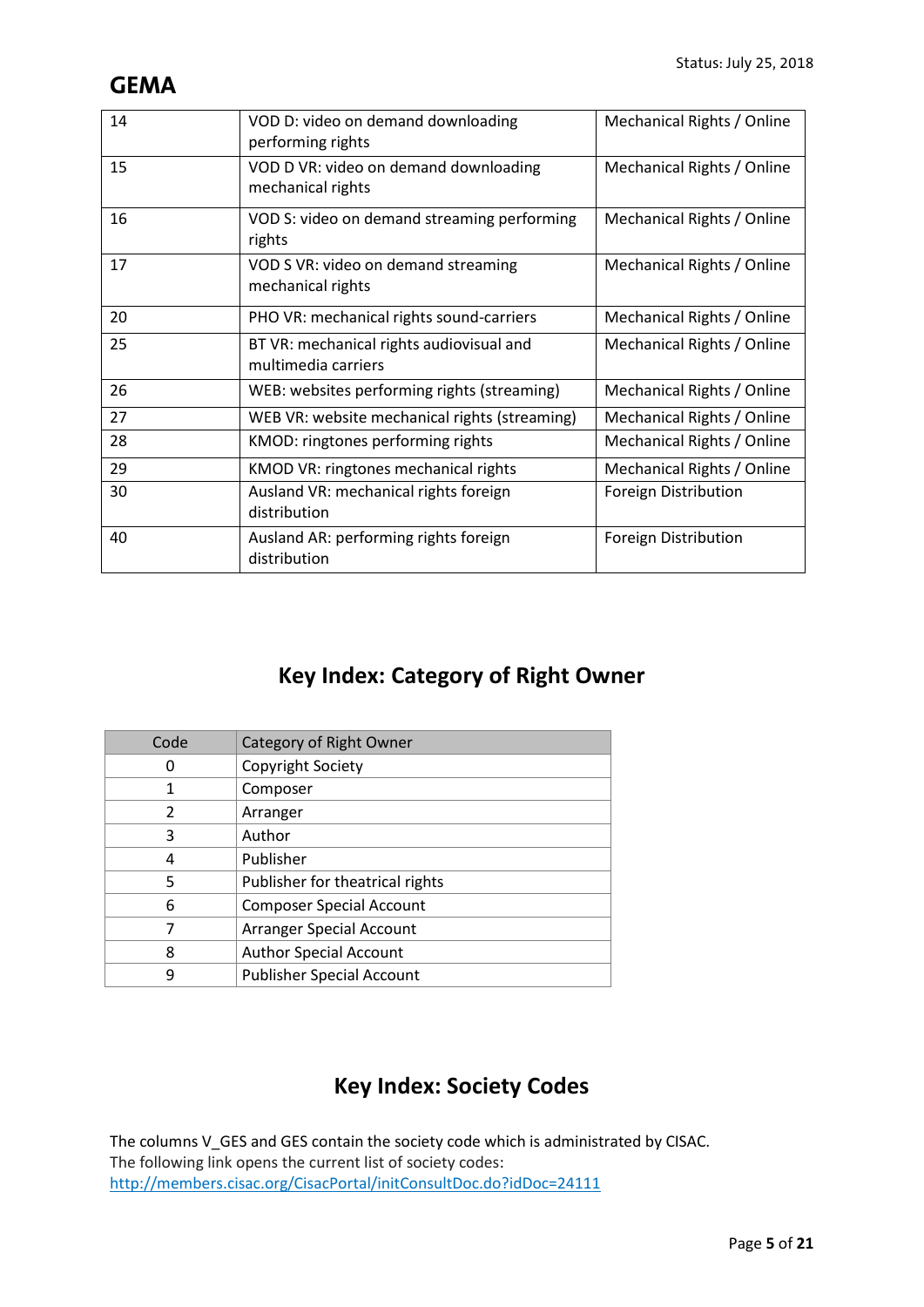| 14 | VOD D: video on demand downloading performing rights | Mechanical Rights / Online |
|---|---|---|
| 15 | VOD D VR: video on demand downloading mechanical rights | Mechanical Rights / Online |
| 16 | VOD S: video on demand streaming performing rights | Mechanical Rights / Online |
| 17 | VOD S VR: video on demand streaming mechanical rights | Mechanical Rights / Online |
| 20 | PHO VR: mechanical rights sound-carriers | Mechanical Rights / Online |
| 25 | BT VR: mechanical rights audiovisual and multimedia carriers | Mechanical Rights / Online |
| 26 | WEB: websites performing rights (streaming) | Mechanical Rights / Online |
| 27 | WEB VR: website mechanical rights (streaming) | Mechanical Rights / Online |
| 28 | KMOD: ringtones performing rights | Mechanical Rights / Online |
| 29 | KMOD VR: ringtones mechanical rights | Mechanical Rights / Online |
| 30 | Ausland VR: mechanical rights foreign distribution | Foreign Distribution |
| 40 | Ausland AR: performing rights foreign distribution | Foreign Distribution |

## Key Index: Category of Right Owner

| Code | Category of Right Owner |
|---|---|
| 0 | Copyright Society |
| 1 | Composer |
| 2 | Arranger |
| 3 | Author |
| 4 | Publisher |
| 5 | Publisher for theatrical rights |
| 6 | Composer Special Account |
| 7 | Arranger Special Account |
| 8 | Author Special Account |
| 9 | Publisher Special Account |

## Key Index: Society Codes

The columns V_GES and GES contain the society code which is administrated by CISAC.
The following link opens the current list of society codes:
http://members.cisac.org/CisacPortal/initConsultDoc.do?idDoc=24111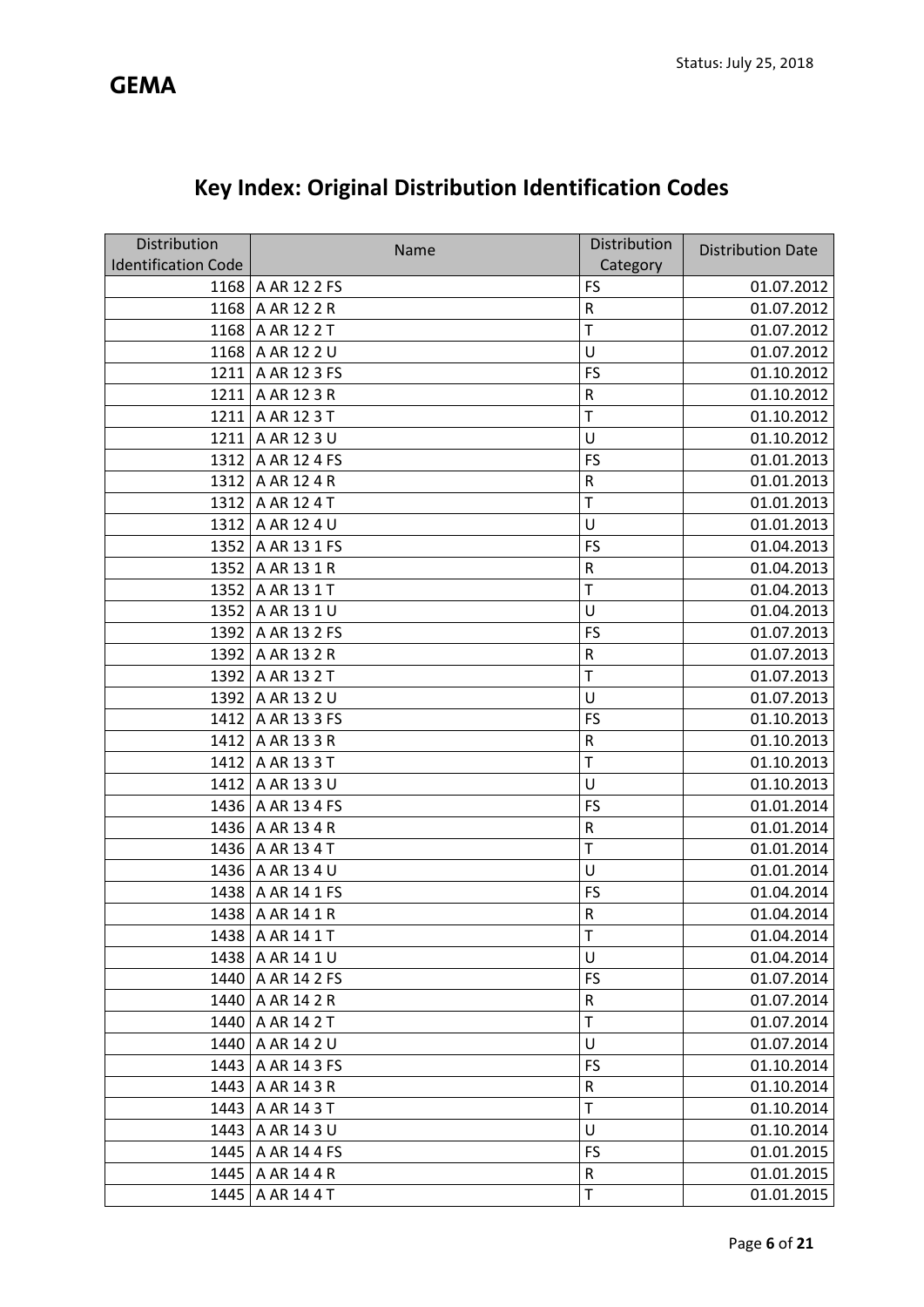# Key Index: Original Distribution Identification Codes

| Distribution Identification Code | Name | Distribution Category | Distribution Date |
|---|---|---|---|
| 1168 | A AR 12 2 FS | FS | 01.07.2012 |
| 1168 | A AR 12 2 R | R | 01.07.2012 |
| 1168 | A AR 12 2 T | T | 01.07.2012 |
| 1168 | A AR 12 2 U | U | 01.07.2012 |
| 1211 | A AR 12 3 FS | FS | 01.10.2012 |
| 1211 | A AR 12 3 R | R | 01.10.2012 |
| 1211 | A AR 12 3 T | T | 01.10.2012 |
| 1211 | A AR 12 3 U | U | 01.10.2012 |
| 1312 | A AR 12 4 FS | FS | 01.01.2013 |
| 1312 | A AR 12 4 R | R | 01.01.2013 |
| 1312 | A AR 12 4 T | T | 01.01.2013 |
| 1312 | A AR 12 4 U | U | 01.01.2013 |
| 1352 | A AR 13 1 FS | FS | 01.04.2013 |
| 1352 | A AR 13 1 R | R | 01.04.2013 |
| 1352 | A AR 13 1 T | T | 01.04.2013 |
| 1352 | A AR 13 1 U | U | 01.04.2013 |
| 1392 | A AR 13 2 FS | FS | 01.07.2013 |
| 1392 | A AR 13 2 R | R | 01.07.2013 |
| 1392 | A AR 13 2 T | T | 01.07.2013 |
| 1392 | A AR 13 2 U | U | 01.07.2013 |
| 1412 | A AR 13 3 FS | FS | 01.10.2013 |
| 1412 | A AR 13 3 R | R | 01.10.2013 |
| 1412 | A AR 13 3 T | T | 01.10.2013 |
| 1412 | A AR 13 3 U | U | 01.10.2013 |
| 1436 | A AR 13 4 FS | FS | 01.01.2014 |
| 1436 | A AR 13 4 R | R | 01.01.2014 |
| 1436 | A AR 13 4 T | T | 01.01.2014 |
| 1436 | A AR 13 4 U | U | 01.01.2014 |
| 1438 | A AR 14 1 FS | FS | 01.04.2014 |
| 1438 | A AR 14 1 R | R | 01.04.2014 |
| 1438 | A AR 14 1 T | T | 01.04.2014 |
| 1438 | A AR 14 1 U | U | 01.04.2014 |
| 1440 | A AR 14 2 FS | FS | 01.07.2014 |
| 1440 | A AR 14 2 R | R | 01.07.2014 |
| 1440 | A AR 14 2 T | T | 01.07.2014 |
| 1440 | A AR 14 2 U | U | 01.07.2014 |
| 1443 | A AR 14 3 FS | FS | 01.10.2014 |
| 1443 | A AR 14 3 R | R | 01.10.2014 |
| 1443 | A AR 14 3 T | T | 01.10.2014 |
| 1443 | A AR 14 3 U | U | 01.10.2014 |
| 1445 | A AR 14 4 FS | FS | 01.01.2015 |
| 1445 | A AR 14 4 R | R | 01.01.2015 |
| 1445 | A AR 14 4 T | T | 01.01.2015 |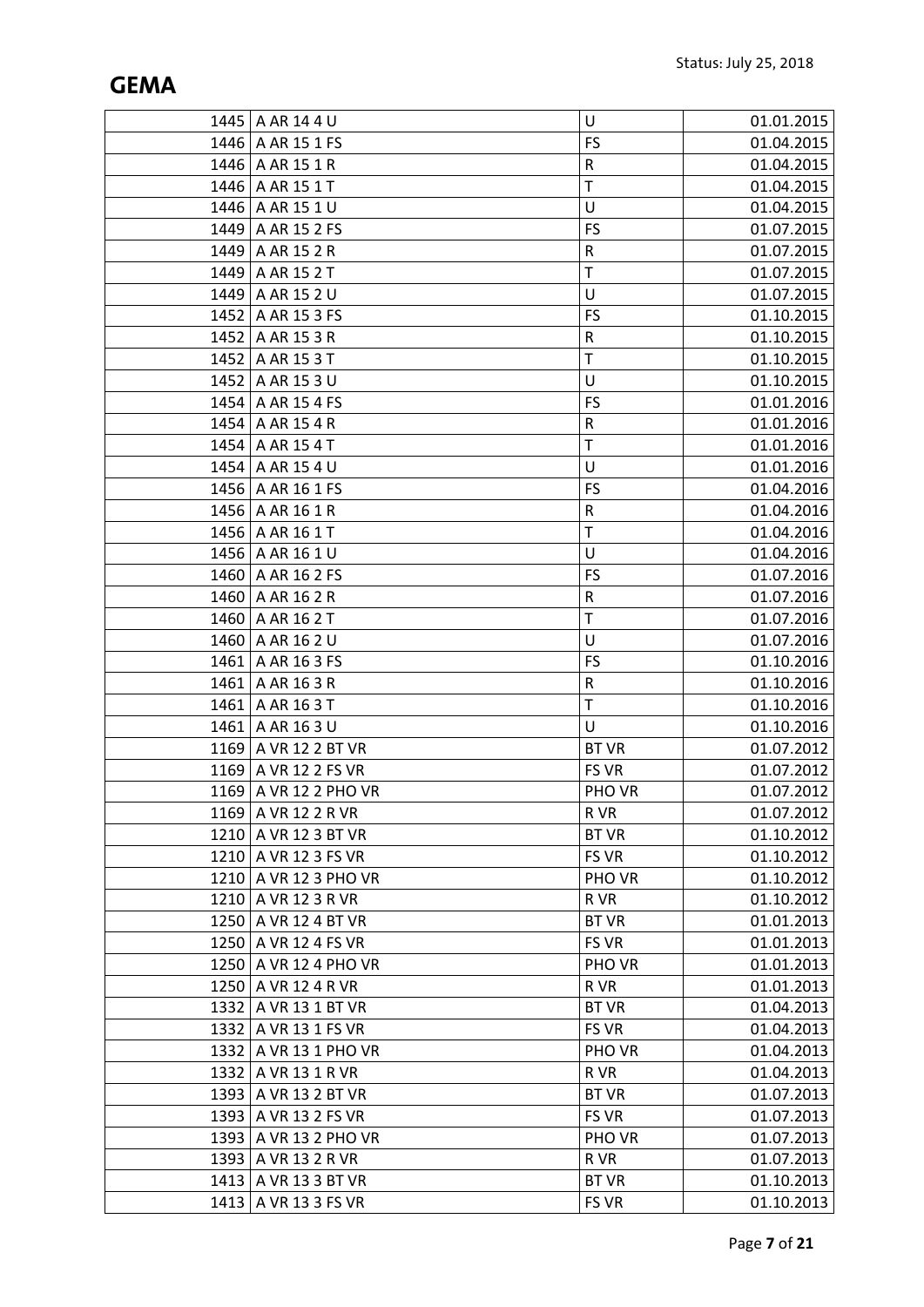| | | | |
|---|---|---|---|
| 1445 | A AR 14 4 U | U | 01.01.2015 |
| 1446 | A AR 15 1 FS | FS | 01.04.2015 |
| 1446 | A AR 15 1 R | R | 01.04.2015 |
| 1446 | A AR 15 1 T | T | 01.04.2015 |
| 1446 | A AR 15 1 U | U | 01.04.2015 |
| 1449 | A AR 15 2 FS | FS | 01.07.2015 |
| 1449 | A AR 15 2 R | R | 01.07.2015 |
| 1449 | A AR 15 2 T | T | 01.07.2015 |
| 1449 | A AR 15 2 U | U | 01.07.2015 |
| 1452 | A AR 15 3 FS | FS | 01.10.2015 |
| 1452 | A AR 15 3 R | R | 01.10.2015 |
| 1452 | A AR 15 3 T | T | 01.10.2015 |
| 1452 | A AR 15 3 U | U | 01.10.2015 |
| 1454 | A AR 15 4 FS | FS | 01.01.2016 |
| 1454 | A AR 15 4 R | R | 01.01.2016 |
| 1454 | A AR 15 4 T | T | 01.01.2016 |
| 1454 | A AR 15 4 U | U | 01.01.2016 |
| 1456 | A AR 16 1 FS | FS | 01.04.2016 |
| 1456 | A AR 16 1 R | R | 01.04.2016 |
| 1456 | A AR 16 1 T | T | 01.04.2016 |
| 1456 | A AR 16 1 U | U | 01.04.2016 |
| 1460 | A AR 16 2 FS | FS | 01.07.2016 |
| 1460 | A AR 16 2 R | R | 01.07.2016 |
| 1460 | A AR 16 2 T | T | 01.07.2016 |
| 1460 | A AR 16 2 U | U | 01.07.2016 |
| 1461 | A AR 16 3 FS | FS | 01.10.2016 |
| 1461 | A AR 16 3 R | R | 01.10.2016 |
| 1461 | A AR 16 3 T | T | 01.10.2016 |
| 1461 | A AR 16 3 U | U | 01.10.2016 |
| 1169 | A VR 12 2 BT VR | BT VR | 01.07.2012 |
| 1169 | A VR 12 2 FS VR | FS VR | 01.07.2012 |
| 1169 | A VR 12 2 PHO VR | PHO VR | 01.07.2012 |
| 1169 | A VR 12 2 R VR | R VR | 01.07.2012 |
| 1210 | A VR 12 3 BT VR | BT VR | 01.10.2012 |
| 1210 | A VR 12 3 FS VR | FS VR | 01.10.2012 |
| 1210 | A VR 12 3 PHO VR | PHO VR | 01.10.2012 |
| 1210 | A VR 12 3 R VR | R VR | 01.10.2012 |
| 1250 | A VR 12 4 BT VR | BT VR | 01.01.2013 |
| 1250 | A VR 12 4 FS VR | FS VR | 01.01.2013 |
| 1250 | A VR 12 4 PHO VR | PHO VR | 01.01.2013 |
| 1250 | A VR 12 4 R VR | R VR | 01.01.2013 |
| 1332 | A VR 13 1 BT VR | BT VR | 01.04.2013 |
| 1332 | A VR 13 1 FS VR | FS VR | 01.04.2013 |
| 1332 | A VR 13 1 PHO VR | PHO VR | 01.04.2013 |
| 1332 | A VR 13 1 R VR | R VR | 01.04.2013 |
| 1393 | A VR 13 2 BT VR | BT VR | 01.07.2013 |
| 1393 | A VR 13 2 FS VR | FS VR | 01.07.2013 |
| 1393 | A VR 13 2 PHO VR | PHO VR | 01.07.2013 |
| 1393 | A VR 13 2 R VR | R VR | 01.07.2013 |
| 1413 | A VR 13 3 BT VR | BT VR | 01.10.2013 |
| 1413 | A VR 13 3 FS VR | FS VR | 01.10.2013 |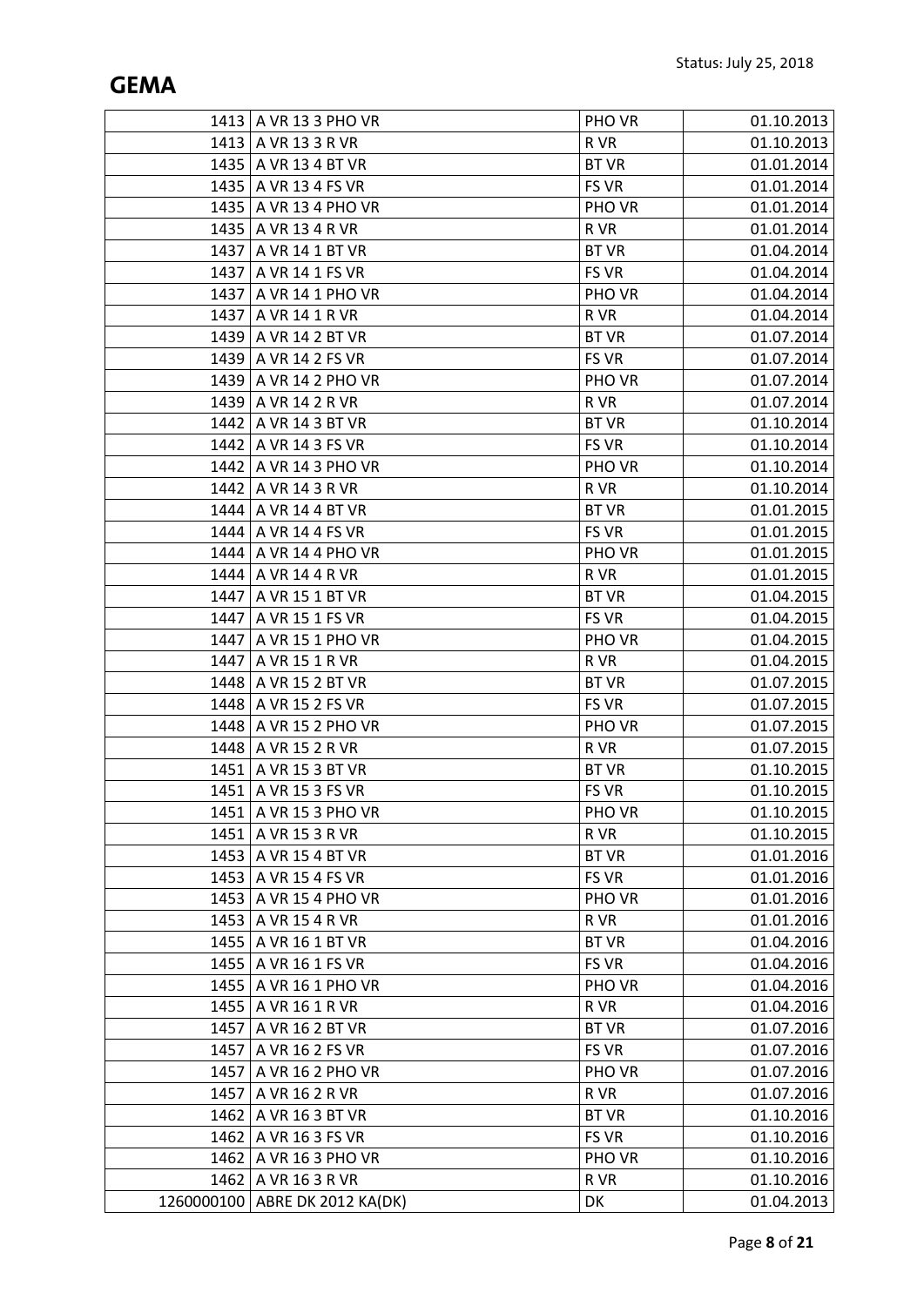| | | | |
|---|---|---|---|
| 1413 | A VR 13 3 PHO VR | PHO VR | 01.10.2013 |
| 1413 | A VR 13 3 R VR | R VR | 01.10.2013 |
| 1435 | A VR 13 4 BT VR | BT VR | 01.01.2014 |
| 1435 | A VR 13 4 FS VR | FS VR | 01.01.2014 |
| 1435 | A VR 13 4 PHO VR | PHO VR | 01.01.2014 |
| 1435 | A VR 13 4 R VR | R VR | 01.01.2014 |
| 1437 | A VR 14 1 BT VR | BT VR | 01.04.2014 |
| 1437 | A VR 14 1 FS VR | FS VR | 01.04.2014 |
| 1437 | A VR 14 1 PHO VR | PHO VR | 01.04.2014 |
| 1437 | A VR 14 1 R VR | R VR | 01.04.2014 |
| 1439 | A VR 14 2 BT VR | BT VR | 01.07.2014 |
| 1439 | A VR 14 2 FS VR | FS VR | 01.07.2014 |
| 1439 | A VR 14 2 PHO VR | PHO VR | 01.07.2014 |
| 1439 | A VR 14 2 R VR | R VR | 01.07.2014 |
| 1442 | A VR 14 3 BT VR | BT VR | 01.10.2014 |
| 1442 | A VR 14 3 FS VR | FS VR | 01.10.2014 |
| 1442 | A VR 14 3 PHO VR | PHO VR | 01.10.2014 |
| 1442 | A VR 14 3 R VR | R VR | 01.10.2014 |
| 1444 | A VR 14 4 BT VR | BT VR | 01.01.2015 |
| 1444 | A VR 14 4 FS VR | FS VR | 01.01.2015 |
| 1444 | A VR 14 4 PHO VR | PHO VR | 01.01.2015 |
| 1444 | A VR 14 4 R VR | R VR | 01.01.2015 |
| 1447 | A VR 15 1 BT VR | BT VR | 01.04.2015 |
| 1447 | A VR 15 1 FS VR | FS VR | 01.04.2015 |
| 1447 | A VR 15 1 PHO VR | PHO VR | 01.04.2015 |
| 1447 | A VR 15 1 R VR | R VR | 01.04.2015 |
| 1448 | A VR 15 2 BT VR | BT VR | 01.07.2015 |
| 1448 | A VR 15 2 FS VR | FS VR | 01.07.2015 |
| 1448 | A VR 15 2 PHO VR | PHO VR | 01.07.2015 |
| 1448 | A VR 15 2 R VR | R VR | 01.07.2015 |
| 1451 | A VR 15 3 BT VR | BT VR | 01.10.2015 |
| 1451 | A VR 15 3 FS VR | FS VR | 01.10.2015 |
| 1451 | A VR 15 3 PHO VR | PHO VR | 01.10.2015 |
| 1451 | A VR 15 3 R VR | R VR | 01.10.2015 |
| 1453 | A VR 15 4 BT VR | BT VR | 01.01.2016 |
| 1453 | A VR 15 4 FS VR | FS VR | 01.01.2016 |
| 1453 | A VR 15 4 PHO VR | PHO VR | 01.01.2016 |
| 1453 | A VR 15 4 R VR | R VR | 01.01.2016 |
| 1455 | A VR 16 1 BT VR | BT VR | 01.04.2016 |
| 1455 | A VR 16 1 FS VR | FS VR | 01.04.2016 |
| 1455 | A VR 16 1 PHO VR | PHO VR | 01.04.2016 |
| 1455 | A VR 16 1 R VR | R VR | 01.04.2016 |
| 1457 | A VR 16 2 BT VR | BT VR | 01.07.2016 |
| 1457 | A VR 16 2 FS VR | FS VR | 01.07.2016 |
| 1457 | A VR 16 2 PHO VR | PHO VR | 01.07.2016 |
| 1457 | A VR 16 2 R VR | R VR | 01.07.2016 |
| 1462 | A VR 16 3 BT VR | BT VR | 01.10.2016 |
| 1462 | A VR 16 3 FS VR | FS VR | 01.10.2016 |
| 1462 | A VR 16 3 PHO VR | PHO VR | 01.10.2016 |
| 1462 | A VR 16 3 R VR | R VR | 01.10.2016 |
| 1260000100 | ABRE DK 2012 KA(DK) | DK | 01.04.2013 |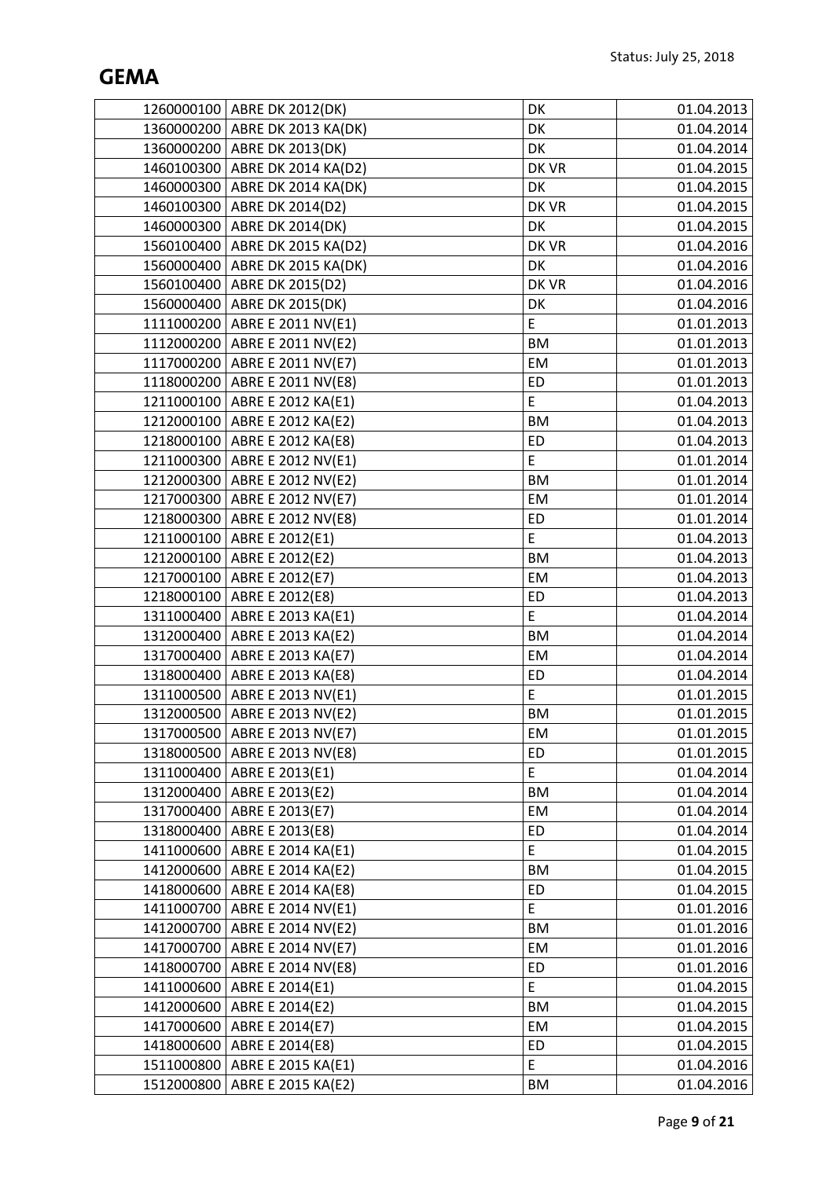| | | | |
|---|---|---|---|
| 1260000100 | ABRE DK 2012(DK) | DK | 01.04.2013 |
| 1360000200 | ABRE DK 2013 KA(DK) | DK | 01.04.2014 |
| 1360000200 | ABRE DK 2013(DK) | DK | 01.04.2014 |
| 1460100300 | ABRE DK 2014 KA(D2) | DK VR | 01.04.2015 |
| 1460000300 | ABRE DK 2014 KA(DK) | DK | 01.04.2015 |
| 1460100300 | ABRE DK 2014(D2) | DK VR | 01.04.2015 |
| 1460000300 | ABRE DK 2014(DK) | DK | 01.04.2015 |
| 1560100400 | ABRE DK 2015 KA(D2) | DK VR | 01.04.2016 |
| 1560000400 | ABRE DK 2015 KA(DK) | DK | 01.04.2016 |
| 1560100400 | ABRE DK 2015(D2) | DK VR | 01.04.2016 |
| 1560000400 | ABRE DK 2015(DK) | DK | 01.04.2016 |
| 1111000200 | ABRE E 2011 NV(E1) | E | 01.01.2013 |
| 1112000200 | ABRE E 2011 NV(E2) | BM | 01.01.2013 |
| 1117000200 | ABRE E 2011 NV(E7) | EM | 01.01.2013 |
| 1118000200 | ABRE E 2011 NV(E8) | ED | 01.01.2013 |
| 1211000100 | ABRE E 2012 KA(E1) | E | 01.04.2013 |
| 1212000100 | ABRE E 2012 KA(E2) | BM | 01.04.2013 |
| 1218000100 | ABRE E 2012 KA(E8) | ED | 01.04.2013 |
| 1211000300 | ABRE E 2012 NV(E1) | E | 01.01.2014 |
| 1212000300 | ABRE E 2012 NV(E2) | BM | 01.01.2014 |
| 1217000300 | ABRE E 2012 NV(E7) | EM | 01.01.2014 |
| 1218000300 | ABRE E 2012 NV(E8) | ED | 01.01.2014 |
| 1211000100 | ABRE E 2012(E1) | E | 01.04.2013 |
| 1212000100 | ABRE E 2012(E2) | BM | 01.04.2013 |
| 1217000100 | ABRE E 2012(E7) | EM | 01.04.2013 |
| 1218000100 | ABRE E 2012(E8) | ED | 01.04.2013 |
| 1311000400 | ABRE E 2013 KA(E1) | E | 01.04.2014 |
| 1312000400 | ABRE E 2013 KA(E2) | BM | 01.04.2014 |
| 1317000400 | ABRE E 2013 KA(E7) | EM | 01.04.2014 |
| 1318000400 | ABRE E 2013 KA(E8) | ED | 01.04.2014 |
| 1311000500 | ABRE E 2013 NV(E1) | E | 01.01.2015 |
| 1312000500 | ABRE E 2013 NV(E2) | BM | 01.01.2015 |
| 1317000500 | ABRE E 2013 NV(E7) | EM | 01.01.2015 |
| 1318000500 | ABRE E 2013 NV(E8) | ED | 01.01.2015 |
| 1311000400 | ABRE E 2013(E1) | E | 01.04.2014 |
| 1312000400 | ABRE E 2013(E2) | BM | 01.04.2014 |
| 1317000400 | ABRE E 2013(E7) | EM | 01.04.2014 |
| 1318000400 | ABRE E 2013(E8) | ED | 01.04.2014 |
| 1411000600 | ABRE E 2014 KA(E1) | E | 01.04.2015 |
| 1412000600 | ABRE E 2014 KA(E2) | BM | 01.04.2015 |
| 1418000600 | ABRE E 2014 KA(E8) | ED | 01.04.2015 |
| 1411000700 | ABRE E 2014 NV(E1) | E | 01.01.2016 |
| 1412000700 | ABRE E 2014 NV(E2) | BM | 01.01.2016 |
| 1417000700 | ABRE E 2014 NV(E7) | EM | 01.01.2016 |
| 1418000700 | ABRE E 2014 NV(E8) | ED | 01.01.2016 |
| 1411000600 | ABRE E 2014(E1) | E | 01.04.2015 |
| 1412000600 | ABRE E 2014(E2) | BM | 01.04.2015 |
| 1417000600 | ABRE E 2014(E7) | EM | 01.04.2015 |
| 1418000600 | ABRE E 2014(E8) | ED | 01.04.2015 |
| 1511000800 | ABRE E 2015 KA(E1) | E | 01.04.2016 |
| 1512000800 | ABRE E 2015 KA(E2) | BM | 01.04.2016 |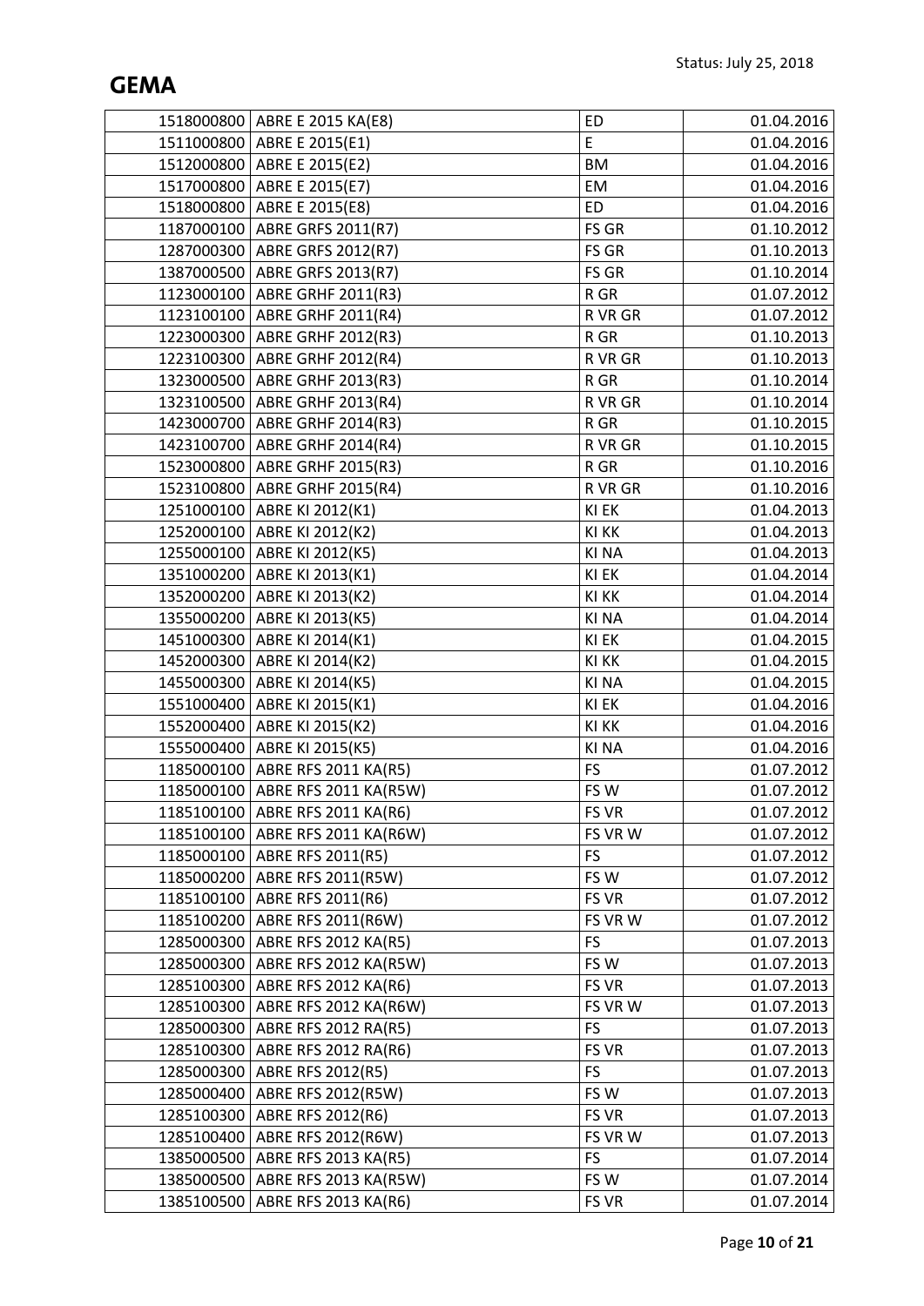| | | | |
|---|---|---|---|
| 1518000800 | ABRE E 2015 KA(E8) | ED | 01.04.2016 |
| 1511000800 | ABRE E 2015(E1) | E | 01.04.2016 |
| 1512000800 | ABRE E 2015(E2) | BM | 01.04.2016 |
| 1517000800 | ABRE E 2015(E7) | EM | 01.04.2016 |
| 1518000800 | ABRE E 2015(E8) | ED | 01.04.2016 |
| 1187000100 | ABRE GRFS 2011(R7) | FS GR | 01.10.2012 |
| 1287000300 | ABRE GRFS 2012(R7) | FS GR | 01.10.2013 |
| 1387000500 | ABRE GRFS 2013(R7) | FS GR | 01.10.2014 |
| 1123000100 | ABRE GRHF 2011(R3) | R GR | 01.07.2012 |
| 1123100100 | ABRE GRHF 2011(R4) | R VR GR | 01.07.2012 |
| 1223000300 | ABRE GRHF 2012(R3) | R GR | 01.10.2013 |
| 1223100300 | ABRE GRHF 2012(R4) | R VR GR | 01.10.2013 |
| 1323000500 | ABRE GRHF 2013(R3) | R GR | 01.10.2014 |
| 1323100500 | ABRE GRHF 2013(R4) | R VR GR | 01.10.2014 |
| 1423000700 | ABRE GRHF 2014(R3) | R GR | 01.10.2015 |
| 1423100700 | ABRE GRHF 2014(R4) | R VR GR | 01.10.2015 |
| 1523000800 | ABRE GRHF 2015(R3) | R GR | 01.10.2016 |
| 1523100800 | ABRE GRHF 2015(R4) | R VR GR | 01.10.2016 |
| 1251000100 | ABRE KI 2012(K1) | KI EK | 01.04.2013 |
| 1252000100 | ABRE KI 2012(K2) | KI KK | 01.04.2013 |
| 1255000100 | ABRE KI 2012(K5) | KI NA | 01.04.2013 |
| 1351000200 | ABRE KI 2013(K1) | KI EK | 01.04.2014 |
| 1352000200 | ABRE KI 2013(K2) | KI KK | 01.04.2014 |
| 1355000200 | ABRE KI 2013(K5) | KI NA | 01.04.2014 |
| 1451000300 | ABRE KI 2014(K1) | KI EK | 01.04.2015 |
| 1452000300 | ABRE KI 2014(K2) | KI KK | 01.04.2015 |
| 1455000300 | ABRE KI 2014(K5) | KI NA | 01.04.2015 |
| 1551000400 | ABRE KI 2015(K1) | KI EK | 01.04.2016 |
| 1552000400 | ABRE KI 2015(K2) | KI KK | 01.04.2016 |
| 1555000400 | ABRE KI 2015(K5) | KI NA | 01.04.2016 |
| 1185000100 | ABRE RFS 2011 KA(R5) | FS | 01.07.2012 |
| 1185000100 | ABRE RFS 2011 KA(R5W) | FS W | 01.07.2012 |
| 1185100100 | ABRE RFS 2011 KA(R6) | FS VR | 01.07.2012 |
| 1185100100 | ABRE RFS 2011 KA(R6W) | FS VR W | 01.07.2012 |
| 1185000100 | ABRE RFS 2011(R5) | FS | 01.07.2012 |
| 1185000200 | ABRE RFS 2011(R5W) | FS W | 01.07.2012 |
| 1185100100 | ABRE RFS 2011(R6) | FS VR | 01.07.2012 |
| 1185100200 | ABRE RFS 2011(R6W) | FS VR W | 01.07.2012 |
| 1285000300 | ABRE RFS 2012 KA(R5) | FS | 01.07.2013 |
| 1285000300 | ABRE RFS 2012 KA(R5W) | FS W | 01.07.2013 |
| 1285100300 | ABRE RFS 2012 KA(R6) | FS VR | 01.07.2013 |
| 1285100300 | ABRE RFS 2012 KA(R6W) | FS VR W | 01.07.2013 |
| 1285000300 | ABRE RFS 2012 RA(R5) | FS | 01.07.2013 |
| 1285100300 | ABRE RFS 2012 RA(R6) | FS VR | 01.07.2013 |
| 1285000300 | ABRE RFS 2012(R5) | FS | 01.07.2013 |
| 1285000400 | ABRE RFS 2012(R5W) | FS W | 01.07.2013 |
| 1285100300 | ABRE RFS 2012(R6) | FS VR | 01.07.2013 |
| 1285100400 | ABRE RFS 2012(R6W) | FS VR W | 01.07.2013 |
| 1385000500 | ABRE RFS 2013 KA(R5) | FS | 01.07.2014 |
| 1385000500 | ABRE RFS 2013 KA(R5W) | FS W | 01.07.2014 |
| 1385100500 | ABRE RFS 2013 KA(R6) | FS VR | 01.07.2014 |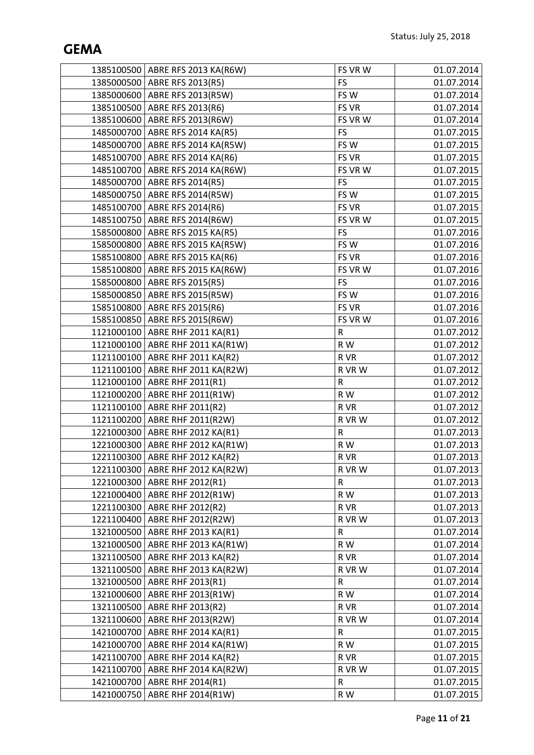| | | | |
|---|---|---|---|
| 1385100500 | ABRE RFS 2013 KA(R6W) | FS VR W | 01.07.2014 |
| 1385000500 | ABRE RFS 2013(R5) | FS | 01.07.2014 |
| 1385000600 | ABRE RFS 2013(R5W) | FS W | 01.07.2014 |
| 1385100500 | ABRE RFS 2013(R6) | FS VR | 01.07.2014 |
| 1385100600 | ABRE RFS 2013(R6W) | FS VR W | 01.07.2014 |
| 1485000700 | ABRE RFS 2014 KA(R5) | FS | 01.07.2015 |
| 1485000700 | ABRE RFS 2014 KA(R5W) | FS W | 01.07.2015 |
| 1485100700 | ABRE RFS 2014 KA(R6) | FS VR | 01.07.2015 |
| 1485100700 | ABRE RFS 2014 KA(R6W) | FS VR W | 01.07.2015 |
| 1485000700 | ABRE RFS 2014(R5) | FS | 01.07.2015 |
| 1485000750 | ABRE RFS 2014(R5W) | FS W | 01.07.2015 |
| 1485100700 | ABRE RFS 2014(R6) | FS VR | 01.07.2015 |
| 1485100750 | ABRE RFS 2014(R6W) | FS VR W | 01.07.2015 |
| 1585000800 | ABRE RFS 2015 KA(R5) | FS | 01.07.2016 |
| 1585000800 | ABRE RFS 2015 KA(R5W) | FS W | 01.07.2016 |
| 1585100800 | ABRE RFS 2015 KA(R6) | FS VR | 01.07.2016 |
| 1585100800 | ABRE RFS 2015 KA(R6W) | FS VR W | 01.07.2016 |
| 1585000800 | ABRE RFS 2015(R5) | FS | 01.07.2016 |
| 1585000850 | ABRE RFS 2015(R5W) | FS W | 01.07.2016 |
| 1585100800 | ABRE RFS 2015(R6) | FS VR | 01.07.2016 |
| 1585100850 | ABRE RFS 2015(R6W) | FS VR W | 01.07.2016 |
| 1121000100 | ABRE RHF 2011 KA(R1) | R | 01.07.2012 |
| 1121000100 | ABRE RHF 2011 KA(R1W) | R W | 01.07.2012 |
| 1121100100 | ABRE RHF 2011 KA(R2) | R VR | 01.07.2012 |
| 1121100100 | ABRE RHF 2011 KA(R2W) | R VR W | 01.07.2012 |
| 1121000100 | ABRE RHF 2011(R1) | R | 01.07.2012 |
| 1121000200 | ABRE RHF 2011(R1W) | R W | 01.07.2012 |
| 1121100100 | ABRE RHF 2011(R2) | R VR | 01.07.2012 |
| 1121100200 | ABRE RHF 2011(R2W) | R VR W | 01.07.2012 |
| 1221000300 | ABRE RHF 2012 KA(R1) | R | 01.07.2013 |
| 1221000300 | ABRE RHF 2012 KA(R1W) | R W | 01.07.2013 |
| 1221100300 | ABRE RHF 2012 KA(R2) | R VR | 01.07.2013 |
| 1221100300 | ABRE RHF 2012 KA(R2W) | R VR W | 01.07.2013 |
| 1221000300 | ABRE RHF 2012(R1) | R | 01.07.2013 |
| 1221000400 | ABRE RHF 2012(R1W) | R W | 01.07.2013 |
| 1221100300 | ABRE RHF 2012(R2) | R VR | 01.07.2013 |
| 1221100400 | ABRE RHF 2012(R2W) | R VR W | 01.07.2013 |
| 1321000500 | ABRE RHF 2013 KA(R1) | R | 01.07.2014 |
| 1321000500 | ABRE RHF 2013 KA(R1W) | R W | 01.07.2014 |
| 1321100500 | ABRE RHF 2013 KA(R2) | R VR | 01.07.2014 |
| 1321100500 | ABRE RHF 2013 KA(R2W) | R VR W | 01.07.2014 |
| 1321000500 | ABRE RHF 2013(R1) | R | 01.07.2014 |
| 1321000600 | ABRE RHF 2013(R1W) | R W | 01.07.2014 |
| 1321100500 | ABRE RHF 2013(R2) | R VR | 01.07.2014 |
| 1321100600 | ABRE RHF 2013(R2W) | R VR W | 01.07.2014 |
| 1421000700 | ABRE RHF 2014 KA(R1) | R | 01.07.2015 |
| 1421000700 | ABRE RHF 2014 KA(R1W) | R W | 01.07.2015 |
| 1421100700 | ABRE RHF 2014 KA(R2) | R VR | 01.07.2015 |
| 1421100700 | ABRE RHF 2014 KA(R2W) | R VR W | 01.07.2015 |
| 1421000700 | ABRE RHF 2014(R1) | R | 01.07.2015 |
| 1421000750 | ABRE RHF 2014(R1W) | R W | 01.07.2015 |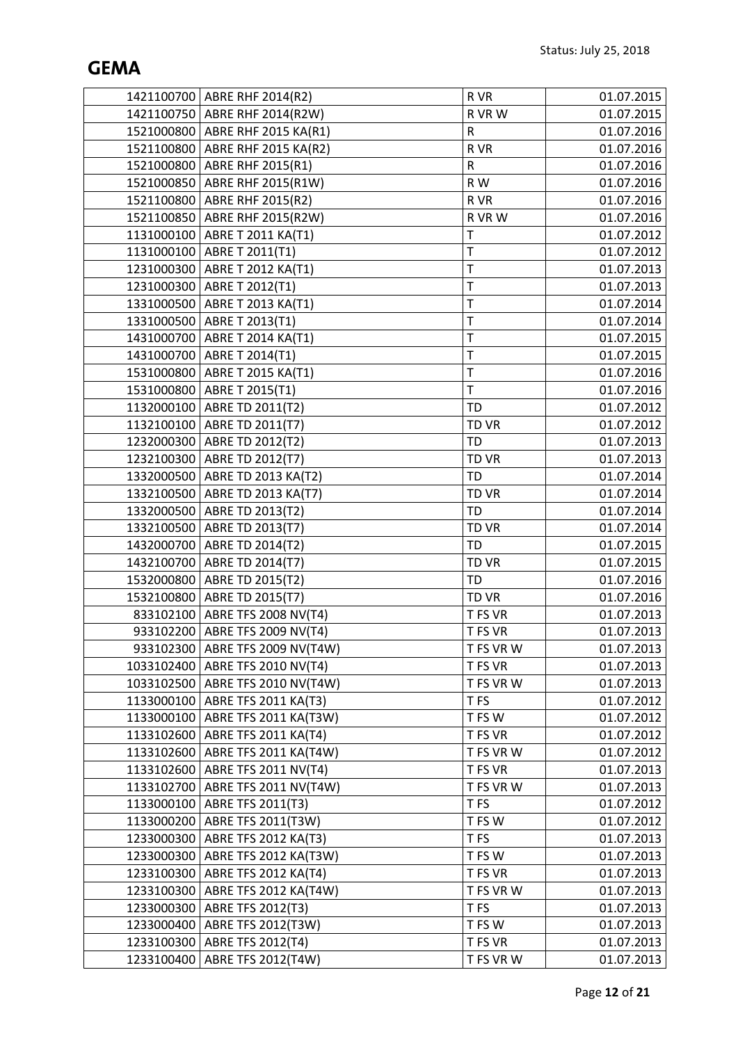| | | | |
|---|---|---|---|
| 1421100700 | ABRE RHF 2014(R2) | R VR | 01.07.2015 |
| 1421100750 | ABRE RHF 2014(R2W) | R VR W | 01.07.2015 |
| 1521000800 | ABRE RHF 2015 KA(R1) | R | 01.07.2016 |
| 1521100800 | ABRE RHF 2015 KA(R2) | R VR | 01.07.2016 |
| 1521000800 | ABRE RHF 2015(R1) | R | 01.07.2016 |
| 1521000850 | ABRE RHF 2015(R1W) | R W | 01.07.2016 |
| 1521100800 | ABRE RHF 2015(R2) | R VR | 01.07.2016 |
| 1521100850 | ABRE RHF 2015(R2W) | R VR W | 01.07.2016 |
| 1131000100 | ABRE T 2011 KA(T1) | T | 01.07.2012 |
| 1131000100 | ABRE T 2011(T1) | T | 01.07.2012 |
| 1231000300 | ABRE T 2012 KA(T1) | T | 01.07.2013 |
| 1231000300 | ABRE T 2012(T1) | T | 01.07.2013 |
| 1331000500 | ABRE T 2013 KA(T1) | T | 01.07.2014 |
| 1331000500 | ABRE T 2013(T1) | T | 01.07.2014 |
| 1431000700 | ABRE T 2014 KA(T1) | T | 01.07.2015 |
| 1431000700 | ABRE T 2014(T1) | T | 01.07.2015 |
| 1531000800 | ABRE T 2015 KA(T1) | T | 01.07.2016 |
| 1531000800 | ABRE T 2015(T1) | T | 01.07.2016 |
| 1132000100 | ABRE TD 2011(T2) | TD | 01.07.2012 |
| 1132100100 | ABRE TD 2011(T7) | TD VR | 01.07.2012 |
| 1232000300 | ABRE TD 2012(T2) | TD | 01.07.2013 |
| 1232100300 | ABRE TD 2012(T7) | TD VR | 01.07.2013 |
| 1332000500 | ABRE TD 2013 KA(T2) | TD | 01.07.2014 |
| 1332100500 | ABRE TD 2013 KA(T7) | TD VR | 01.07.2014 |
| 1332000500 | ABRE TD 2013(T2) | TD | 01.07.2014 |
| 1332100500 | ABRE TD 2013(T7) | TD VR | 01.07.2014 |
| 1432000700 | ABRE TD 2014(T2) | TD | 01.07.2015 |
| 1432100700 | ABRE TD 2014(T7) | TD VR | 01.07.2015 |
| 1532000800 | ABRE TD 2015(T2) | TD | 01.07.2016 |
| 1532100800 | ABRE TD 2015(T7) | TD VR | 01.07.2016 |
| 833102100 | ABRE TFS 2008 NV(T4) | T FS VR | 01.07.2013 |
| 933102200 | ABRE TFS 2009 NV(T4) | T FS VR | 01.07.2013 |
| 933102300 | ABRE TFS 2009 NV(T4W) | T FS VR W | 01.07.2013 |
| 1033102400 | ABRE TFS 2010 NV(T4) | T FS VR | 01.07.2013 |
| 1033102500 | ABRE TFS 2010 NV(T4W) | T FS VR W | 01.07.2013 |
| 1133000100 | ABRE TFS 2011 KA(T3) | T FS | 01.07.2012 |
| 1133000100 | ABRE TFS 2011 KA(T3W) | T FS W | 01.07.2012 |
| 1133102600 | ABRE TFS 2011 KA(T4) | T FS VR | 01.07.2012 |
| 1133102600 | ABRE TFS 2011 KA(T4W) | T FS VR W | 01.07.2012 |
| 1133102600 | ABRE TFS 2011 NV(T4) | T FS VR | 01.07.2013 |
| 1133102700 | ABRE TFS 2011 NV(T4W) | T FS VR W | 01.07.2013 |
| 1133000100 | ABRE TFS 2011(T3) | T FS | 01.07.2012 |
| 1133000200 | ABRE TFS 2011(T3W) | T FS W | 01.07.2012 |
| 1233000300 | ABRE TFS 2012 KA(T3) | T FS | 01.07.2013 |
| 1233000300 | ABRE TFS 2012 KA(T3W) | T FS W | 01.07.2013 |
| 1233100300 | ABRE TFS 2012 KA(T4) | T FS VR | 01.07.2013 |
| 1233100300 | ABRE TFS 2012 KA(T4W) | T FS VR W | 01.07.2013 |
| 1233000300 | ABRE TFS 2012(T3) | T FS | 01.07.2013 |
| 1233000400 | ABRE TFS 2012(T3W) | T FS W | 01.07.2013 |
| 1233100300 | ABRE TFS 2012(T4) | T FS VR | 01.07.2013 |
| 1233100400 | ABRE TFS 2012(T4W) | T FS VR W | 01.07.2013 |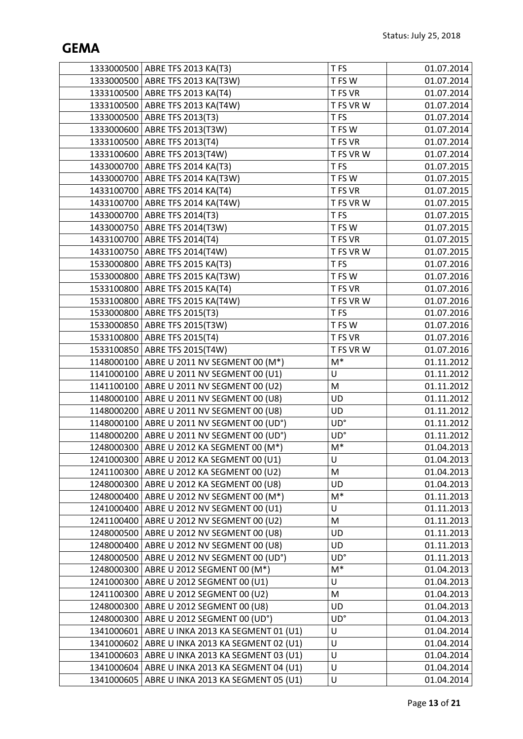| | | | |
|---|---|---|---|
| 1333000500 | ABRE TFS 2013 KA(T3) | T FS | 01.07.2014 |
| 1333000500 | ABRE TFS 2013 KA(T3W) | T FS W | 01.07.2014 |
| 1333100500 | ABRE TFS 2013 KA(T4) | T FS VR | 01.07.2014 |
| 1333100500 | ABRE TFS 2013 KA(T4W) | T FS VR W | 01.07.2014 |
| 1333000500 | ABRE TFS 2013(T3) | T FS | 01.07.2014 |
| 1333000600 | ABRE TFS 2013(T3W) | T FS W | 01.07.2014 |
| 1333100500 | ABRE TFS 2013(T4) | T FS VR | 01.07.2014 |
| 1333100600 | ABRE TFS 2013(T4W) | T FS VR W | 01.07.2014 |
| 1433000700 | ABRE TFS 2014 KA(T3) | T FS | 01.07.2015 |
| 1433000700 | ABRE TFS 2014 KA(T3W) | T FS W | 01.07.2015 |
| 1433100700 | ABRE TFS 2014 KA(T4) | T FS VR | 01.07.2015 |
| 1433100700 | ABRE TFS 2014 KA(T4W) | T FS VR W | 01.07.2015 |
| 1433000700 | ABRE TFS 2014(T3) | T FS | 01.07.2015 |
| 1433000750 | ABRE TFS 2014(T3W) | T FS W | 01.07.2015 |
| 1433100700 | ABRE TFS 2014(T4) | T FS VR | 01.07.2015 |
| 1433100750 | ABRE TFS 2014(T4W) | T FS VR W | 01.07.2015 |
| 1533000800 | ABRE TFS 2015 KA(T3) | T FS | 01.07.2016 |
| 1533000800 | ABRE TFS 2015 KA(T3W) | T FS W | 01.07.2016 |
| 1533100800 | ABRE TFS 2015 KA(T4) | T FS VR | 01.07.2016 |
| 1533100800 | ABRE TFS 2015 KA(T4W) | T FS VR W | 01.07.2016 |
| 1533000800 | ABRE TFS 2015(T3) | T FS | 01.07.2016 |
| 1533000850 | ABRE TFS 2015(T3W) | T FS W | 01.07.2016 |
| 1533100800 | ABRE TFS 2015(T4) | T FS VR | 01.07.2016 |
| 1533100850 | ABRE TFS 2015(T4W) | T FS VR W | 01.07.2016 |
| 1148000100 | ABRE U 2011 NV SEGMENT 00 (M*) | M* | 01.11.2012 |
| 1141000100 | ABRE U 2011 NV SEGMENT 00 (U1) | U | 01.11.2012 |
| 1141100100 | ABRE U 2011 NV SEGMENT 00 (U2) | M | 01.11.2012 |
| 1148000100 | ABRE U 2011 NV SEGMENT 00 (U8) | UD | 01.11.2012 |
| 1148000200 | ABRE U 2011 NV SEGMENT 00 (U8) | UD | 01.11.2012 |
| 1148000100 | ABRE U 2011 NV SEGMENT 00 (UD°) | UD° | 01.11.2012 |
| 1148000200 | ABRE U 2011 NV SEGMENT 00 (UD°) | UD° | 01.11.2012 |
| 1248000300 | ABRE U 2012 KA SEGMENT 00 (M*) | M* | 01.04.2013 |
| 1241000300 | ABRE U 2012 KA SEGMENT 00 (U1) | U | 01.04.2013 |
| 1241100300 | ABRE U 2012 KA SEGMENT 00 (U2) | M | 01.04.2013 |
| 1248000300 | ABRE U 2012 KA SEGMENT 00 (U8) | UD | 01.04.2013 |
| 1248000400 | ABRE U 2012 NV SEGMENT 00 (M*) | M* | 01.11.2013 |
| 1241000400 | ABRE U 2012 NV SEGMENT 00 (U1) | U | 01.11.2013 |
| 1241100400 | ABRE U 2012 NV SEGMENT 00 (U2) | M | 01.11.2013 |
| 1248000500 | ABRE U 2012 NV SEGMENT 00 (U8) | UD | 01.11.2013 |
| 1248000400 | ABRE U 2012 NV SEGMENT 00 (U8) | UD | 01.11.2013 |
| 1248000500 | ABRE U 2012 NV SEGMENT 00 (UD°) | UD° | 01.11.2013 |
| 1248000300 | ABRE U 2012 SEGMENT 00 (M*) | M* | 01.04.2013 |
| 1241000300 | ABRE U 2012 SEGMENT 00 (U1) | U | 01.04.2013 |
| 1241100300 | ABRE U 2012 SEGMENT 00 (U2) | M | 01.04.2013 |
| 1248000300 | ABRE U 2012 SEGMENT 00 (U8) | UD | 01.04.2013 |
| 1248000300 | ABRE U 2012 SEGMENT 00 (UD°) | UD° | 01.04.2013 |
| 1341000601 | ABRE U INKA 2013 KA SEGMENT 01 (U1) | U | 01.04.2014 |
| 1341000602 | ABRE U INKA 2013 KA SEGMENT 02 (U1) | U | 01.04.2014 |
| 1341000603 | ABRE U INKA 2013 KA SEGMENT 03 (U1) | U | 01.04.2014 |
| 1341000604 | ABRE U INKA 2013 KA SEGMENT 04 (U1) | U | 01.04.2014 |
| 1341000605 | ABRE U INKA 2013 KA SEGMENT 05 (U1) | U | 01.04.2014 |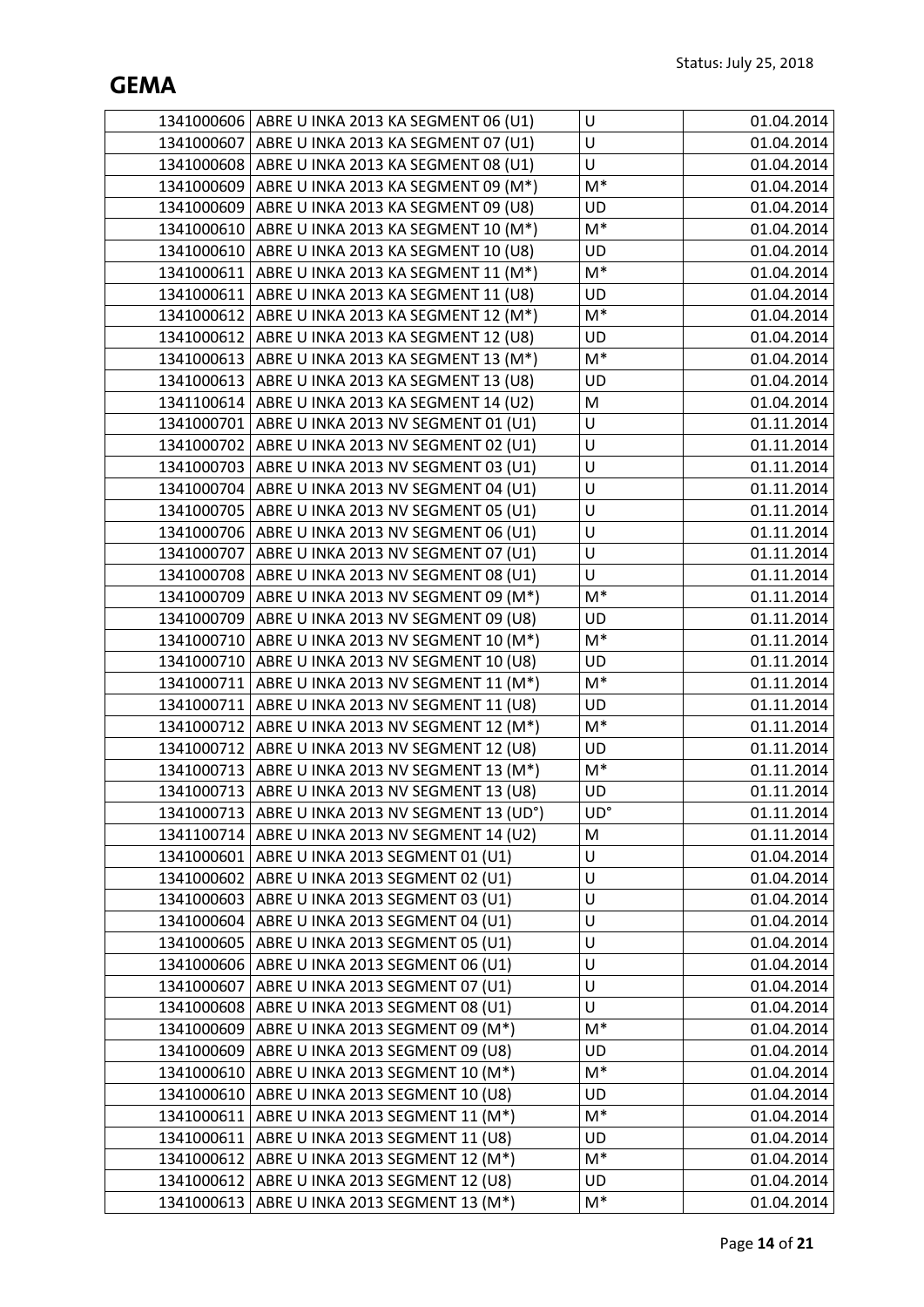| | | | |
|---|---|---|---|
| 1341000606 | ABRE U INKA 2013 KA SEGMENT 06 (U1) | U | 01.04.2014 |
| 1341000607 | ABRE U INKA 2013 KA SEGMENT 07 (U1) | U | 01.04.2014 |
| 1341000608 | ABRE U INKA 2013 KA SEGMENT 08 (U1) | U | 01.04.2014 |
| 1341000609 | ABRE U INKA 2013 KA SEGMENT 09 (M*) | M* | 01.04.2014 |
| 1341000609 | ABRE U INKA 2013 KA SEGMENT 09 (U8) | UD | 01.04.2014 |
| 1341000610 | ABRE U INKA 2013 KA SEGMENT 10 (M*) | M* | 01.04.2014 |
| 1341000610 | ABRE U INKA 2013 KA SEGMENT 10 (U8) | UD | 01.04.2014 |
| 1341000611 | ABRE U INKA 2013 KA SEGMENT 11 (M*) | M* | 01.04.2014 |
| 1341000611 | ABRE U INKA 2013 KA SEGMENT 11 (U8) | UD | 01.04.2014 |
| 1341000612 | ABRE U INKA 2013 KA SEGMENT 12 (M*) | M* | 01.04.2014 |
| 1341000612 | ABRE U INKA 2013 KA SEGMENT 12 (U8) | UD | 01.04.2014 |
| 1341000613 | ABRE U INKA 2013 KA SEGMENT 13 (M*) | M* | 01.04.2014 |
| 1341000613 | ABRE U INKA 2013 KA SEGMENT 13 (U8) | UD | 01.04.2014 |
| 1341100614 | ABRE U INKA 2013 KA SEGMENT 14 (U2) | M | 01.04.2014 |
| 1341000701 | ABRE U INKA 2013 NV SEGMENT 01 (U1) | U | 01.11.2014 |
| 1341000702 | ABRE U INKA 2013 NV SEGMENT 02 (U1) | U | 01.11.2014 |
| 1341000703 | ABRE U INKA 2013 NV SEGMENT 03 (U1) | U | 01.11.2014 |
| 1341000704 | ABRE U INKA 2013 NV SEGMENT 04 (U1) | U | 01.11.2014 |
| 1341000705 | ABRE U INKA 2013 NV SEGMENT 05 (U1) | U | 01.11.2014 |
| 1341000706 | ABRE U INKA 2013 NV SEGMENT 06 (U1) | U | 01.11.2014 |
| 1341000707 | ABRE U INKA 2013 NV SEGMENT 07 (U1) | U | 01.11.2014 |
| 1341000708 | ABRE U INKA 2013 NV SEGMENT 08 (U1) | U | 01.11.2014 |
| 1341000709 | ABRE U INKA 2013 NV SEGMENT 09 (M*) | M* | 01.11.2014 |
| 1341000709 | ABRE U INKA 2013 NV SEGMENT 09 (U8) | UD | 01.11.2014 |
| 1341000710 | ABRE U INKA 2013 NV SEGMENT 10 (M*) | M* | 01.11.2014 |
| 1341000710 | ABRE U INKA 2013 NV SEGMENT 10 (U8) | UD | 01.11.2014 |
| 1341000711 | ABRE U INKA 2013 NV SEGMENT 11 (M*) | M* | 01.11.2014 |
| 1341000711 | ABRE U INKA 2013 NV SEGMENT 11 (U8) | UD | 01.11.2014 |
| 1341000712 | ABRE U INKA 2013 NV SEGMENT 12 (M*) | M* | 01.11.2014 |
| 1341000712 | ABRE U INKA 2013 NV SEGMENT 12 (U8) | UD | 01.11.2014 |
| 1341000713 | ABRE U INKA 2013 NV SEGMENT 13 (M*) | M* | 01.11.2014 |
| 1341000713 | ABRE U INKA 2013 NV SEGMENT 13 (U8) | UD | 01.11.2014 |
| 1341000713 | ABRE U INKA 2013 NV SEGMENT 13 (UD°) | UD° | 01.11.2014 |
| 1341100714 | ABRE U INKA 2013 NV SEGMENT 14 (U2) | M | 01.11.2014 |
| 1341000601 | ABRE U INKA 2013 SEGMENT 01 (U1) | U | 01.04.2014 |
| 1341000602 | ABRE U INKA 2013 SEGMENT 02 (U1) | U | 01.04.2014 |
| 1341000603 | ABRE U INKA 2013 SEGMENT 03 (U1) | U | 01.04.2014 |
| 1341000604 | ABRE U INKA 2013 SEGMENT 04 (U1) | U | 01.04.2014 |
| 1341000605 | ABRE U INKA 2013 SEGMENT 05 (U1) | U | 01.04.2014 |
| 1341000606 | ABRE U INKA 2013 SEGMENT 06 (U1) | U | 01.04.2014 |
| 1341000607 | ABRE U INKA 2013 SEGMENT 07 (U1) | U | 01.04.2014 |
| 1341000608 | ABRE U INKA 2013 SEGMENT 08 (U1) | U | 01.04.2014 |
| 1341000609 | ABRE U INKA 2013 SEGMENT 09 (M*) | M* | 01.04.2014 |
| 1341000609 | ABRE U INKA 2013 SEGMENT 09 (U8) | UD | 01.04.2014 |
| 1341000610 | ABRE U INKA 2013 SEGMENT 10 (M*) | M* | 01.04.2014 |
| 1341000610 | ABRE U INKA 2013 SEGMENT 10 (U8) | UD | 01.04.2014 |
| 1341000611 | ABRE U INKA 2013 SEGMENT 11 (M*) | M* | 01.04.2014 |
| 1341000611 | ABRE U INKA 2013 SEGMENT 11 (U8) | UD | 01.04.2014 |
| 1341000612 | ABRE U INKA 2013 SEGMENT 12 (M*) | M* | 01.04.2014 |
| 1341000612 | ABRE U INKA 2013 SEGMENT 12 (U8) | UD | 01.04.2014 |
| 1341000613 | ABRE U INKA 2013 SEGMENT 13 (M*) | M* | 01.04.2014 |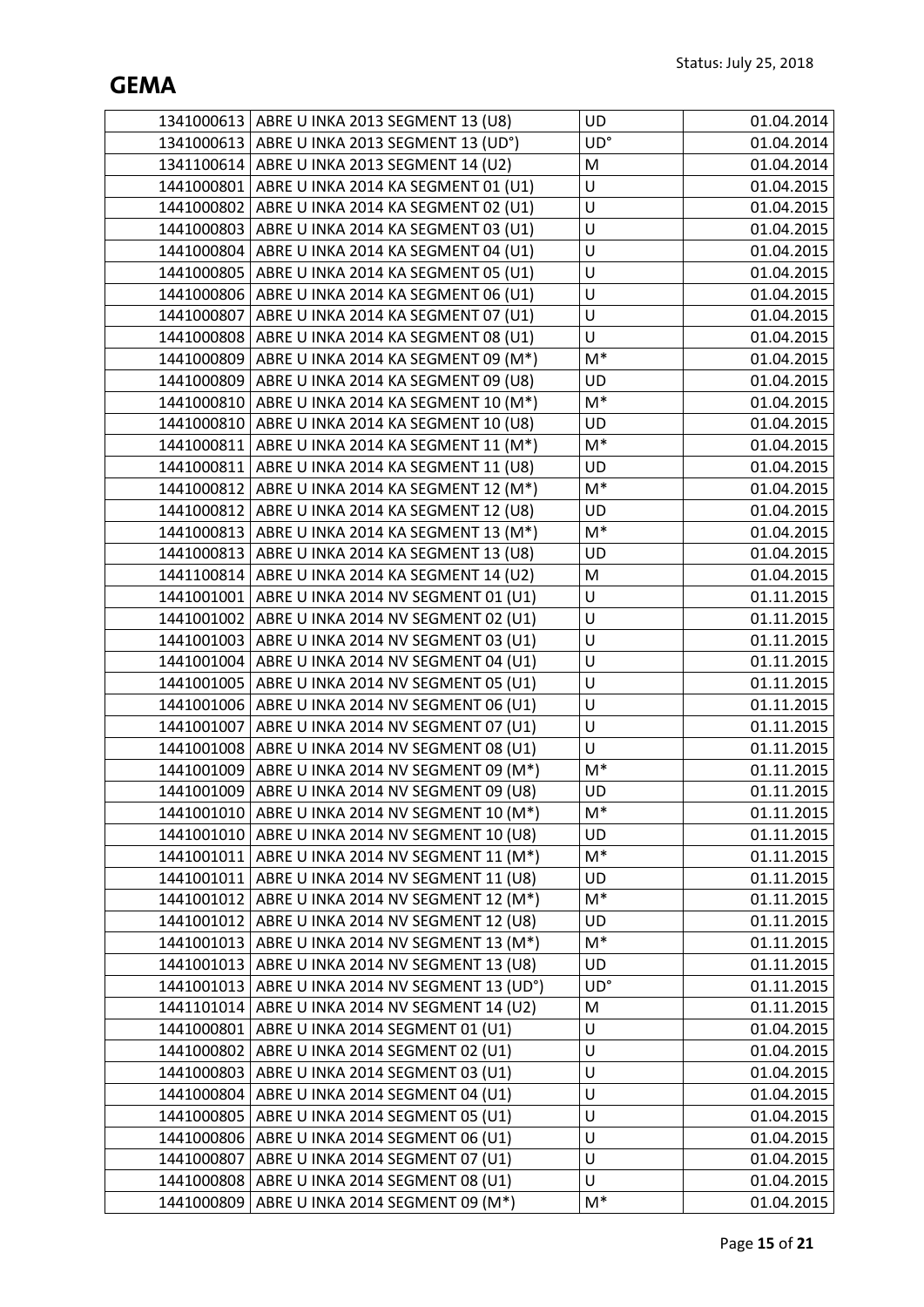| | | | |
|---|---|---|---|
| 1341000613 | ABRE U INKA 2013 SEGMENT 13 (U8) | UD | 01.04.2014 |
| 1341000613 | ABRE U INKA 2013 SEGMENT 13 (UD°) | UD° | 01.04.2014 |
| 1341100614 | ABRE U INKA 2013 SEGMENT 14 (U2) | M | 01.04.2014 |
| 1441000801 | ABRE U INKA 2014 KA SEGMENT 01 (U1) | U | 01.04.2015 |
| 1441000802 | ABRE U INKA 2014 KA SEGMENT 02 (U1) | U | 01.04.2015 |
| 1441000803 | ABRE U INKA 2014 KA SEGMENT 03 (U1) | U | 01.04.2015 |
| 1441000804 | ABRE U INKA 2014 KA SEGMENT 04 (U1) | U | 01.04.2015 |
| 1441000805 | ABRE U INKA 2014 KA SEGMENT 05 (U1) | U | 01.04.2015 |
| 1441000806 | ABRE U INKA 2014 KA SEGMENT 06 (U1) | U | 01.04.2015 |
| 1441000807 | ABRE U INKA 2014 KA SEGMENT 07 (U1) | U | 01.04.2015 |
| 1441000808 | ABRE U INKA 2014 KA SEGMENT 08 (U1) | U | 01.04.2015 |
| 1441000809 | ABRE U INKA 2014 KA SEGMENT 09 (M*) | M* | 01.04.2015 |
| 1441000809 | ABRE U INKA 2014 KA SEGMENT 09 (U8) | UD | 01.04.2015 |
| 1441000810 | ABRE U INKA 2014 KA SEGMENT 10 (M*) | M* | 01.04.2015 |
| 1441000810 | ABRE U INKA 2014 KA SEGMENT 10 (U8) | UD | 01.04.2015 |
| 1441000811 | ABRE U INKA 2014 KA SEGMENT 11 (M*) | M* | 01.04.2015 |
| 1441000811 | ABRE U INKA 2014 KA SEGMENT 11 (U8) | UD | 01.04.2015 |
| 1441000812 | ABRE U INKA 2014 KA SEGMENT 12 (M*) | M* | 01.04.2015 |
| 1441000812 | ABRE U INKA 2014 KA SEGMENT 12 (U8) | UD | 01.04.2015 |
| 1441000813 | ABRE U INKA 2014 KA SEGMENT 13 (M*) | M* | 01.04.2015 |
| 1441000813 | ABRE U INKA 2014 KA SEGMENT 13 (U8) | UD | 01.04.2015 |
| 1441100814 | ABRE U INKA 2014 KA SEGMENT 14 (U2) | M | 01.04.2015 |
| 1441001001 | ABRE U INKA 2014 NV SEGMENT 01 (U1) | U | 01.11.2015 |
| 1441001002 | ABRE U INKA 2014 NV SEGMENT 02 (U1) | U | 01.11.2015 |
| 1441001003 | ABRE U INKA 2014 NV SEGMENT 03 (U1) | U | 01.11.2015 |
| 1441001004 | ABRE U INKA 2014 NV SEGMENT 04 (U1) | U | 01.11.2015 |
| 1441001005 | ABRE U INKA 2014 NV SEGMENT 05 (U1) | U | 01.11.2015 |
| 1441001006 | ABRE U INKA 2014 NV SEGMENT 06 (U1) | U | 01.11.2015 |
| 1441001007 | ABRE U INKA 2014 NV SEGMENT 07 (U1) | U | 01.11.2015 |
| 1441001008 | ABRE U INKA 2014 NV SEGMENT 08 (U1) | U | 01.11.2015 |
| 1441001009 | ABRE U INKA 2014 NV SEGMENT 09 (M*) | M* | 01.11.2015 |
| 1441001009 | ABRE U INKA 2014 NV SEGMENT 09 (U8) | UD | 01.11.2015 |
| 1441001010 | ABRE U INKA 2014 NV SEGMENT 10 (M*) | M* | 01.11.2015 |
| 1441001010 | ABRE U INKA 2014 NV SEGMENT 10 (U8) | UD | 01.11.2015 |
| 1441001011 | ABRE U INKA 2014 NV SEGMENT 11 (M*) | M* | 01.11.2015 |
| 1441001011 | ABRE U INKA 2014 NV SEGMENT 11 (U8) | UD | 01.11.2015 |
| 1441001012 | ABRE U INKA 2014 NV SEGMENT 12 (M*) | M* | 01.11.2015 |
| 1441001012 | ABRE U INKA 2014 NV SEGMENT 12 (U8) | UD | 01.11.2015 |
| 1441001013 | ABRE U INKA 2014 NV SEGMENT 13 (M*) | M* | 01.11.2015 |
| 1441001013 | ABRE U INKA 2014 NV SEGMENT 13 (U8) | UD | 01.11.2015 |
| 1441001013 | ABRE U INKA 2014 NV SEGMENT 13 (UD°) | UD° | 01.11.2015 |
| 1441101014 | ABRE U INKA 2014 NV SEGMENT 14 (U2) | M | 01.11.2015 |
| 1441000801 | ABRE U INKA 2014 SEGMENT 01 (U1) | U | 01.04.2015 |
| 1441000802 | ABRE U INKA 2014 SEGMENT 02 (U1) | U | 01.04.2015 |
| 1441000803 | ABRE U INKA 2014 SEGMENT 03 (U1) | U | 01.04.2015 |
| 1441000804 | ABRE U INKA 2014 SEGMENT 04 (U1) | U | 01.04.2015 |
| 1441000805 | ABRE U INKA 2014 SEGMENT 05 (U1) | U | 01.04.2015 |
| 1441000806 | ABRE U INKA 2014 SEGMENT 06 (U1) | U | 01.04.2015 |
| 1441000807 | ABRE U INKA 2014 SEGMENT 07 (U1) | U | 01.04.2015 |
| 1441000808 | ABRE U INKA 2014 SEGMENT 08 (U1) | U | 01.04.2015 |
| 1441000809 | ABRE U INKA 2014 SEGMENT 09 (M*) | M* | 01.04.2015 |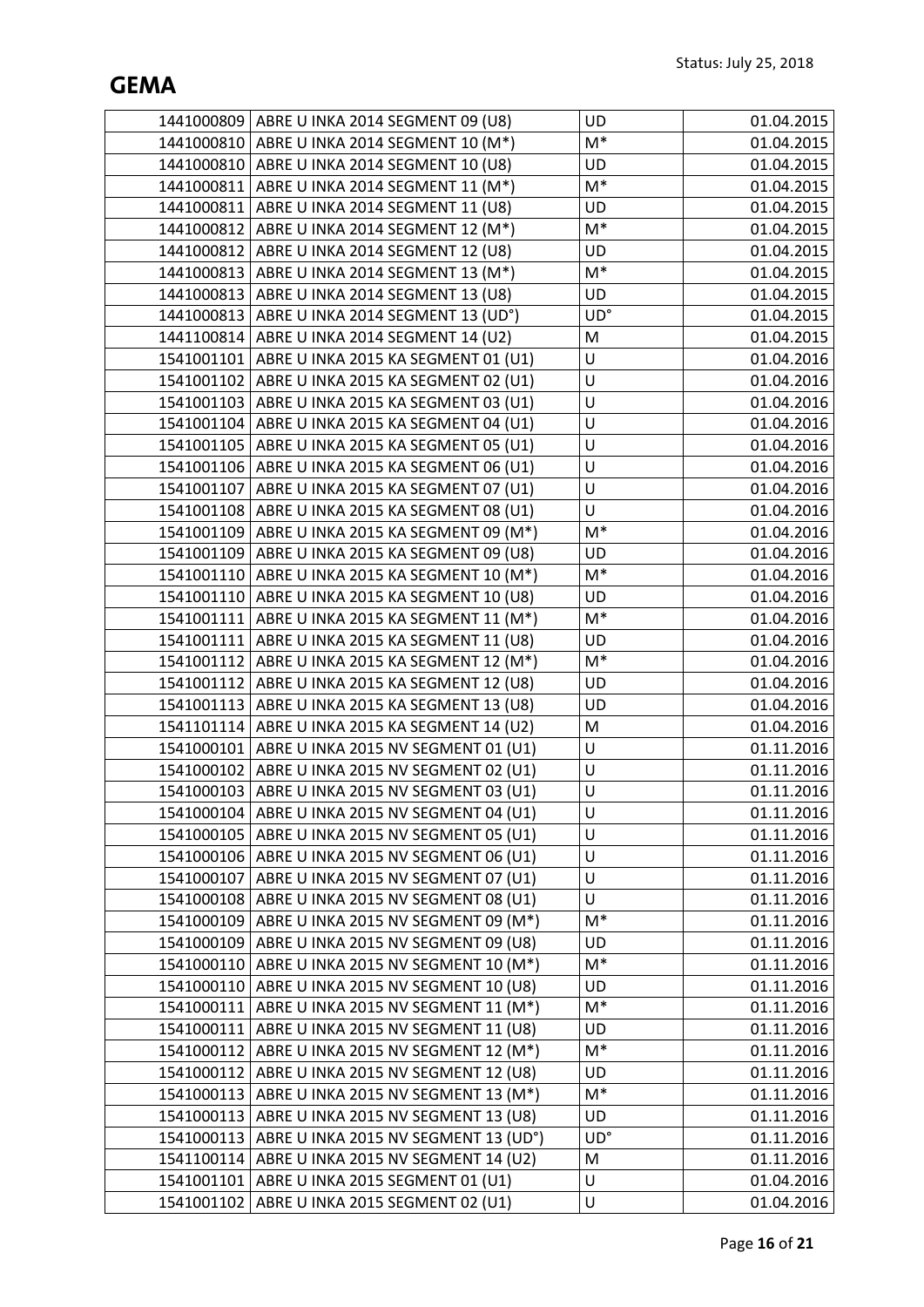# GEMA

Status: July 25, 2018

| | | | |
|---|---|---|---|
| 1441000809 | ABRE U INKA 2014 SEGMENT 09 (U8) | UD | 01.04.2015 |
| 1441000810 | ABRE U INKA 2014 SEGMENT 10 (M*) | M* | 01.04.2015 |
| 1441000810 | ABRE U INKA 2014 SEGMENT 10 (U8) | UD | 01.04.2015 |
| 1441000811 | ABRE U INKA 2014 SEGMENT 11 (M*) | M* | 01.04.2015 |
| 1441000811 | ABRE U INKA 2014 SEGMENT 11 (U8) | UD | 01.04.2015 |
| 1441000812 | ABRE U INKA 2014 SEGMENT 12 (M*) | M* | 01.04.2015 |
| 1441000812 | ABRE U INKA 2014 SEGMENT 12 (U8) | UD | 01.04.2015 |
| 1441000813 | ABRE U INKA 2014 SEGMENT 13 (M*) | M* | 01.04.2015 |
| 1441000813 | ABRE U INKA 2014 SEGMENT 13 (U8) | UD | 01.04.2015 |
| 1441000813 | ABRE U INKA 2014 SEGMENT 13 (UD°) | UD° | 01.04.2015 |
| 1441100814 | ABRE U INKA 2014 SEGMENT 14 (U2) | M | 01.04.2015 |
| 1541001101 | ABRE U INKA 2015 KA SEGMENT 01 (U1) | U | 01.04.2016 |
| 1541001102 | ABRE U INKA 2015 KA SEGMENT 02 (U1) | U | 01.04.2016 |
| 1541001103 | ABRE U INKA 2015 KA SEGMENT 03 (U1) | U | 01.04.2016 |
| 1541001104 | ABRE U INKA 2015 KA SEGMENT 04 (U1) | U | 01.04.2016 |
| 1541001105 | ABRE U INKA 2015 KA SEGMENT 05 (U1) | U | 01.04.2016 |
| 1541001106 | ABRE U INKA 2015 KA SEGMENT 06 (U1) | U | 01.04.2016 |
| 1541001107 | ABRE U INKA 2015 KA SEGMENT 07 (U1) | U | 01.04.2016 |
| 1541001108 | ABRE U INKA 2015 KA SEGMENT 08 (U1) | U | 01.04.2016 |
| 1541001109 | ABRE U INKA 2015 KA SEGMENT 09 (M*) | M* | 01.04.2016 |
| 1541001109 | ABRE U INKA 2015 KA SEGMENT 09 (U8) | UD | 01.04.2016 |
| 1541001110 | ABRE U INKA 2015 KA SEGMENT 10 (M*) | M* | 01.04.2016 |
| 1541001110 | ABRE U INKA 2015 KA SEGMENT 10 (U8) | UD | 01.04.2016 |
| 1541001111 | ABRE U INKA 2015 KA SEGMENT 11 (M*) | M* | 01.04.2016 |
| 1541001111 | ABRE U INKA 2015 KA SEGMENT 11 (U8) | UD | 01.04.2016 |
| 1541001112 | ABRE U INKA 2015 KA SEGMENT 12 (M*) | M* | 01.04.2016 |
| 1541001112 | ABRE U INKA 2015 KA SEGMENT 12 (U8) | UD | 01.04.2016 |
| 1541001113 | ABRE U INKA 2015 KA SEGMENT 13 (U8) | UD | 01.04.2016 |
| 1541101114 | ABRE U INKA 2015 KA SEGMENT 14 (U2) | M | 01.04.2016 |
| 1541000101 | ABRE U INKA 2015 NV SEGMENT 01 (U1) | U | 01.11.2016 |
| 1541000102 | ABRE U INKA 2015 NV SEGMENT 02 (U1) | U | 01.11.2016 |
| 1541000103 | ABRE U INKA 2015 NV SEGMENT 03 (U1) | U | 01.11.2016 |
| 1541000104 | ABRE U INKA 2015 NV SEGMENT 04 (U1) | U | 01.11.2016 |
| 1541000105 | ABRE U INKA 2015 NV SEGMENT 05 (U1) | U | 01.11.2016 |
| 1541000106 | ABRE U INKA 2015 NV SEGMENT 06 (U1) | U | 01.11.2016 |
| 1541000107 | ABRE U INKA 2015 NV SEGMENT 07 (U1) | U | 01.11.2016 |
| 1541000108 | ABRE U INKA 2015 NV SEGMENT 08 (U1) | U | 01.11.2016 |
| 1541000109 | ABRE U INKA 2015 NV SEGMENT 09 (M*) | M* | 01.11.2016 |
| 1541000109 | ABRE U INKA 2015 NV SEGMENT 09 (U8) | UD | 01.11.2016 |
| 1541000110 | ABRE U INKA 2015 NV SEGMENT 10 (M*) | M* | 01.11.2016 |
| 1541000110 | ABRE U INKA 2015 NV SEGMENT 10 (U8) | UD | 01.11.2016 |
| 1541000111 | ABRE U INKA 2015 NV SEGMENT 11 (M*) | M* | 01.11.2016 |
| 1541000111 | ABRE U INKA 2015 NV SEGMENT 11 (U8) | UD | 01.11.2016 |
| 1541000112 | ABRE U INKA 2015 NV SEGMENT 12 (M*) | M* | 01.11.2016 |
| 1541000112 | ABRE U INKA 2015 NV SEGMENT 12 (U8) | UD | 01.11.2016 |
| 1541000113 | ABRE U INKA 2015 NV SEGMENT 13 (M*) | M* | 01.11.2016 |
| 1541000113 | ABRE U INKA 2015 NV SEGMENT 13 (U8) | UD | 01.11.2016 |
| 1541000113 | ABRE U INKA 2015 NV SEGMENT 13 (UD°) | UD° | 01.11.2016 |
| 1541100114 | ABRE U INKA 2015 NV SEGMENT 14 (U2) | M | 01.11.2016 |
| 1541001101 | ABRE U INKA 2015 SEGMENT 01 (U1) | U | 01.04.2016 |
| 1541001102 | ABRE U INKA 2015 SEGMENT 02 (U1) | U | 01.04.2016 |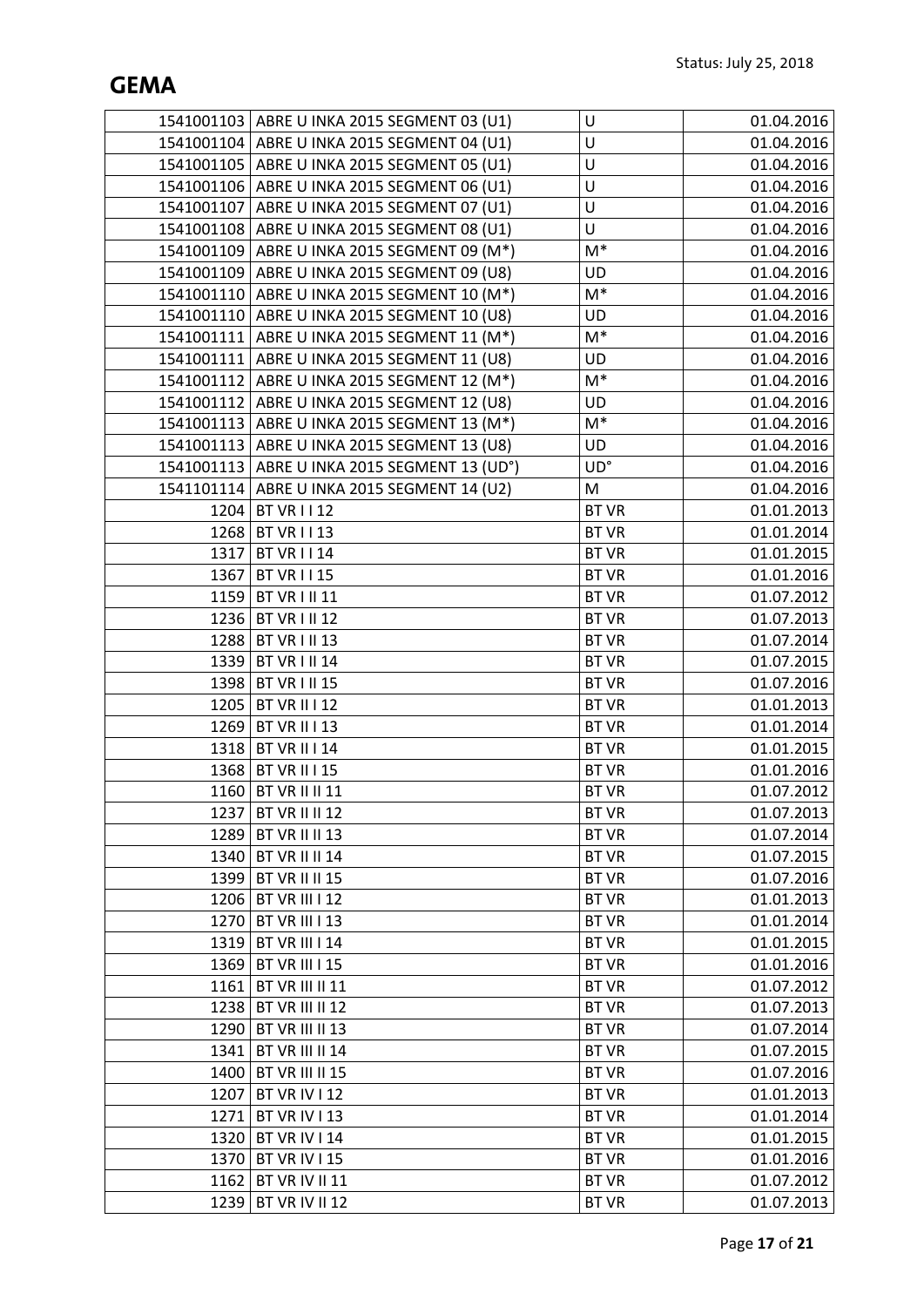| | | | |
|---|---|---|---|
| 1541001103 | ABRE U INKA 2015 SEGMENT 03 (U1) | U | 01.04.2016 |
| 1541001104 | ABRE U INKA 2015 SEGMENT 04 (U1) | U | 01.04.2016 |
| 1541001105 | ABRE U INKA 2015 SEGMENT 05 (U1) | U | 01.04.2016 |
| 1541001106 | ABRE U INKA 2015 SEGMENT 06 (U1) | U | 01.04.2016 |
| 1541001107 | ABRE U INKA 2015 SEGMENT 07 (U1) | U | 01.04.2016 |
| 1541001108 | ABRE U INKA 2015 SEGMENT 08 (U1) | U | 01.04.2016 |
| 1541001109 | ABRE U INKA 2015 SEGMENT 09 (M*) | M* | 01.04.2016 |
| 1541001109 | ABRE U INKA 2015 SEGMENT 09 (U8) | UD | 01.04.2016 |
| 1541001110 | ABRE U INKA 2015 SEGMENT 10 (M*) | M* | 01.04.2016 |
| 1541001110 | ABRE U INKA 2015 SEGMENT 10 (U8) | UD | 01.04.2016 |
| 1541001111 | ABRE U INKA 2015 SEGMENT 11 (M*) | M* | 01.04.2016 |
| 1541001111 | ABRE U INKA 2015 SEGMENT 11 (U8) | UD | 01.04.2016 |
| 1541001112 | ABRE U INKA 2015 SEGMENT 12 (M*) | M* | 01.04.2016 |
| 1541001112 | ABRE U INKA 2015 SEGMENT 12 (U8) | UD | 01.04.2016 |
| 1541001113 | ABRE U INKA 2015 SEGMENT 13 (M*) | M* | 01.04.2016 |
| 1541001113 | ABRE U INKA 2015 SEGMENT 13 (U8) | UD | 01.04.2016 |
| 1541001113 | ABRE U INKA 2015 SEGMENT 13 (UD°) | UD° | 01.04.2016 |
| 1541101114 | ABRE U INKA 2015 SEGMENT 14 (U2) | M | 01.04.2016 |
| 1204 | BT VR I I 12 | BT VR | 01.01.2013 |
| 1268 | BT VR I I 13 | BT VR | 01.01.2014 |
| 1317 | BT VR I I 14 | BT VR | 01.01.2015 |
| 1367 | BT VR I I 15 | BT VR | 01.01.2016 |
| 1159 | BT VR I II 11 | BT VR | 01.07.2012 |
| 1236 | BT VR I II 12 | BT VR | 01.07.2013 |
| 1288 | BT VR I II 13 | BT VR | 01.07.2014 |
| 1339 | BT VR I II 14 | BT VR | 01.07.2015 |
| 1398 | BT VR I II 15 | BT VR | 01.07.2016 |
| 1205 | BT VR II I 12 | BT VR | 01.01.2013 |
| 1269 | BT VR II I 13 | BT VR | 01.01.2014 |
| 1318 | BT VR II I 14 | BT VR | 01.01.2015 |
| 1368 | BT VR II I 15 | BT VR | 01.01.2016 |
| 1160 | BT VR II II 11 | BT VR | 01.07.2012 |
| 1237 | BT VR II II 12 | BT VR | 01.07.2013 |
| 1289 | BT VR II II 13 | BT VR | 01.07.2014 |
| 1340 | BT VR II II 14 | BT VR | 01.07.2015 |
| 1399 | BT VR II II 15 | BT VR | 01.07.2016 |
| 1206 | BT VR III I 12 | BT VR | 01.01.2013 |
| 1270 | BT VR III I 13 | BT VR | 01.01.2014 |
| 1319 | BT VR III I 14 | BT VR | 01.01.2015 |
| 1369 | BT VR III I 15 | BT VR | 01.01.2016 |
| 1161 | BT VR III II 11 | BT VR | 01.07.2012 |
| 1238 | BT VR III II 12 | BT VR | 01.07.2013 |
| 1290 | BT VR III II 13 | BT VR | 01.07.2014 |
| 1341 | BT VR III II 14 | BT VR | 01.07.2015 |
| 1400 | BT VR III II 15 | BT VR | 01.07.2016 |
| 1207 | BT VR IV I 12 | BT VR | 01.01.2013 |
| 1271 | BT VR IV I 13 | BT VR | 01.01.2014 |
| 1320 | BT VR IV I 14 | BT VR | 01.01.2015 |
| 1370 | BT VR IV I 15 | BT VR | 01.01.2016 |
| 1162 | BT VR IV II 11 | BT VR | 01.07.2012 |
| 1239 | BT VR IV II 12 | BT VR | 01.07.2013 |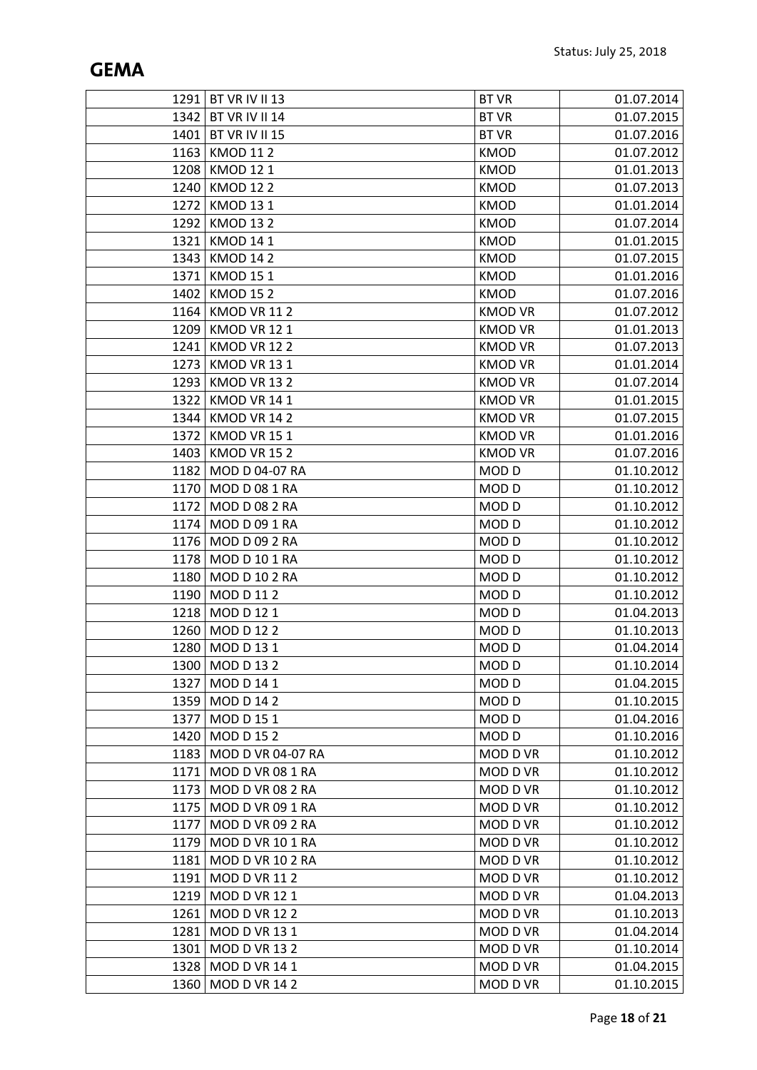| | | | |
|---|---|---|---|
| 1291 | BT VR IV II 13 | BT VR | 01.07.2014 |
| 1342 | BT VR IV II 14 | BT VR | 01.07.2015 |
| 1401 | BT VR IV II 15 | BT VR | 01.07.2016 |
| 1163 | KMOD 11 2 | KMOD | 01.07.2012 |
| 1208 | KMOD 12 1 | KMOD | 01.01.2013 |
| 1240 | KMOD 12 2 | KMOD | 01.07.2013 |
| 1272 | KMOD 13 1 | KMOD | 01.01.2014 |
| 1292 | KMOD 13 2 | KMOD | 01.07.2014 |
| 1321 | KMOD 14 1 | KMOD | 01.01.2015 |
| 1343 | KMOD 14 2 | KMOD | 01.07.2015 |
| 1371 | KMOD 15 1 | KMOD | 01.01.2016 |
| 1402 | KMOD 15 2 | KMOD | 01.07.2016 |
| 1164 | KMOD VR 11 2 | KMOD VR | 01.07.2012 |
| 1209 | KMOD VR 12 1 | KMOD VR | 01.01.2013 |
| 1241 | KMOD VR 12 2 | KMOD VR | 01.07.2013 |
| 1273 | KMOD VR 13 1 | KMOD VR | 01.01.2014 |
| 1293 | KMOD VR 13 2 | KMOD VR | 01.07.2014 |
| 1322 | KMOD VR 14 1 | KMOD VR | 01.01.2015 |
| 1344 | KMOD VR 14 2 | KMOD VR | 01.07.2015 |
| 1372 | KMOD VR 15 1 | KMOD VR | 01.01.2016 |
| 1403 | KMOD VR 15 2 | KMOD VR | 01.07.2016 |
| 1182 | MOD D 04-07 RA | MOD D | 01.10.2012 |
| 1170 | MOD D 08 1 RA | MOD D | 01.10.2012 |
| 1172 | MOD D 08 2 RA | MOD D | 01.10.2012 |
| 1174 | MOD D 09 1 RA | MOD D | 01.10.2012 |
| 1176 | MOD D 09 2 RA | MOD D | 01.10.2012 |
| 1178 | MOD D 10 1 RA | MOD D | 01.10.2012 |
| 1180 | MOD D 10 2 RA | MOD D | 01.10.2012 |
| 1190 | MOD D 11 2 | MOD D | 01.10.2012 |
| 1218 | MOD D 12 1 | MOD D | 01.04.2013 |
| 1260 | MOD D 12 2 | MOD D | 01.10.2013 |
| 1280 | MOD D 13 1 | MOD D | 01.04.2014 |
| 1300 | MOD D 13 2 | MOD D | 01.10.2014 |
| 1327 | MOD D 14 1 | MOD D | 01.04.2015 |
| 1359 | MOD D 14 2 | MOD D | 01.10.2015 |
| 1377 | MOD D 15 1 | MOD D | 01.04.2016 |
| 1420 | MOD D 15 2 | MOD D | 01.10.2016 |
| 1183 | MOD D VR 04-07 RA | MOD D VR | 01.10.2012 |
| 1171 | MOD D VR 08 1 RA | MOD D VR | 01.10.2012 |
| 1173 | MOD D VR 08 2 RA | MOD D VR | 01.10.2012 |
| 1175 | MOD D VR 09 1 RA | MOD D VR | 01.10.2012 |
| 1177 | MOD D VR 09 2 RA | MOD D VR | 01.10.2012 |
| 1179 | MOD D VR 10 1 RA | MOD D VR | 01.10.2012 |
| 1181 | MOD D VR 10 2 RA | MOD D VR | 01.10.2012 |
| 1191 | MOD D VR 11 2 | MOD D VR | 01.10.2012 |
| 1219 | MOD D VR 12 1 | MOD D VR | 01.04.2013 |
| 1261 | MOD D VR 12 2 | MOD D VR | 01.10.2013 |
| 1281 | MOD D VR 13 1 | MOD D VR | 01.04.2014 |
| 1301 | MOD D VR 13 2 | MOD D VR | 01.10.2014 |
| 1328 | MOD D VR 14 1 | MOD D VR | 01.04.2015 |
| 1360 | MOD D VR 14 2 | MOD D VR | 01.10.2015 |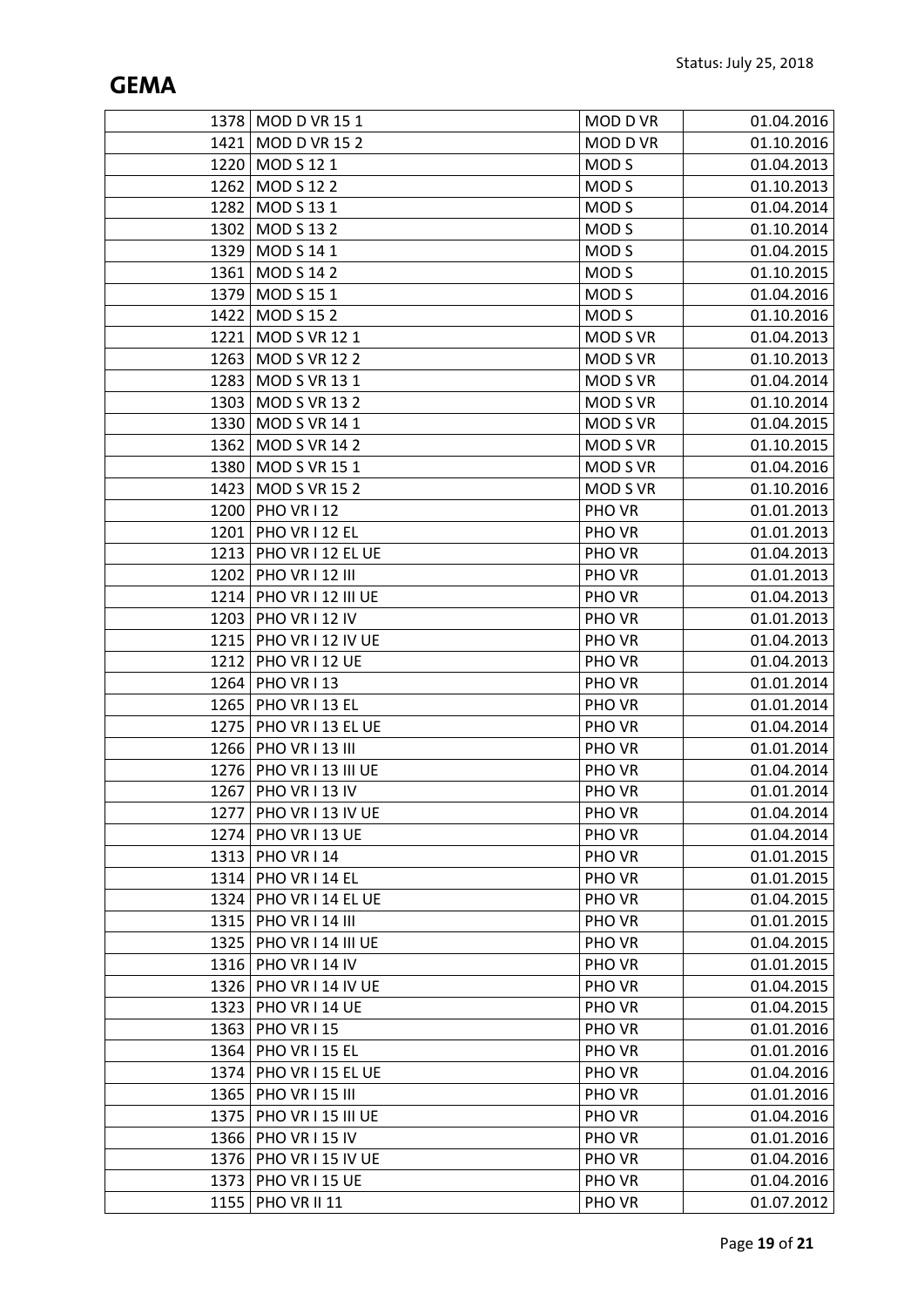| | | | |
|---|---|---|---|
| 1378 | MOD D VR 15 1 | MOD D VR | 01.04.2016 |
| 1421 | MOD D VR 15 2 | MOD D VR | 01.10.2016 |
| 1220 | MOD S 12 1 | MOD S | 01.04.2013 |
| 1262 | MOD S 12 2 | MOD S | 01.10.2013 |
| 1282 | MOD S 13 1 | MOD S | 01.04.2014 |
| 1302 | MOD S 13 2 | MOD S | 01.10.2014 |
| 1329 | MOD S 14 1 | MOD S | 01.04.2015 |
| 1361 | MOD S 14 2 | MOD S | 01.10.2015 |
| 1379 | MOD S 15 1 | MOD S | 01.04.2016 |
| 1422 | MOD S 15 2 | MOD S | 01.10.2016 |
| 1221 | MOD S VR 12 1 | MOD S VR | 01.04.2013 |
| 1263 | MOD S VR 12 2 | MOD S VR | 01.10.2013 |
| 1283 | MOD S VR 13 1 | MOD S VR | 01.04.2014 |
| 1303 | MOD S VR 13 2 | MOD S VR | 01.10.2014 |
| 1330 | MOD S VR 14 1 | MOD S VR | 01.04.2015 |
| 1362 | MOD S VR 14 2 | MOD S VR | 01.10.2015 |
| 1380 | MOD S VR 15 1 | MOD S VR | 01.04.2016 |
| 1423 | MOD S VR 15 2 | MOD S VR | 01.10.2016 |
| 1200 | PHO VR I 12 | PHO VR | 01.01.2013 |
| 1201 | PHO VR I 12 EL | PHO VR | 01.01.2013 |
| 1213 | PHO VR I 12 EL UE | PHO VR | 01.04.2013 |
| 1202 | PHO VR I 12 III | PHO VR | 01.01.2013 |
| 1214 | PHO VR I 12 III UE | PHO VR | 01.04.2013 |
| 1203 | PHO VR I 12 IV | PHO VR | 01.01.2013 |
| 1215 | PHO VR I 12 IV UE | PHO VR | 01.04.2013 |
| 1212 | PHO VR I 12 UE | PHO VR | 01.04.2013 |
| 1264 | PHO VR I 13 | PHO VR | 01.01.2014 |
| 1265 | PHO VR I 13 EL | PHO VR | 01.01.2014 |
| 1275 | PHO VR I 13 EL UE | PHO VR | 01.04.2014 |
| 1266 | PHO VR I 13 III | PHO VR | 01.01.2014 |
| 1276 | PHO VR I 13 III UE | PHO VR | 01.04.2014 |
| 1267 | PHO VR I 13 IV | PHO VR | 01.01.2014 |
| 1277 | PHO VR I 13 IV UE | PHO VR | 01.04.2014 |
| 1274 | PHO VR I 13 UE | PHO VR | 01.04.2014 |
| 1313 | PHO VR I 14 | PHO VR | 01.01.2015 |
| 1314 | PHO VR I 14 EL | PHO VR | 01.01.2015 |
| 1324 | PHO VR I 14 EL UE | PHO VR | 01.04.2015 |
| 1315 | PHO VR I 14 III | PHO VR | 01.01.2015 |
| 1325 | PHO VR I 14 III UE | PHO VR | 01.04.2015 |
| 1316 | PHO VR I 14 IV | PHO VR | 01.01.2015 |
| 1326 | PHO VR I 14 IV UE | PHO VR | 01.04.2015 |
| 1323 | PHO VR I 14 UE | PHO VR | 01.04.2015 |
| 1363 | PHO VR I 15 | PHO VR | 01.01.2016 |
| 1364 | PHO VR I 15 EL | PHO VR | 01.01.2016 |
| 1374 | PHO VR I 15 EL UE | PHO VR | 01.04.2016 |
| 1365 | PHO VR I 15 III | PHO VR | 01.01.2016 |
| 1375 | PHO VR I 15 III UE | PHO VR | 01.04.2016 |
| 1366 | PHO VR I 15 IV | PHO VR | 01.01.2016 |
| 1376 | PHO VR I 15 IV UE | PHO VR | 01.04.2016 |
| 1373 | PHO VR I 15 UE | PHO VR | 01.04.2016 |
| 1155 | PHO VR II 11 | PHO VR | 01.07.2012 |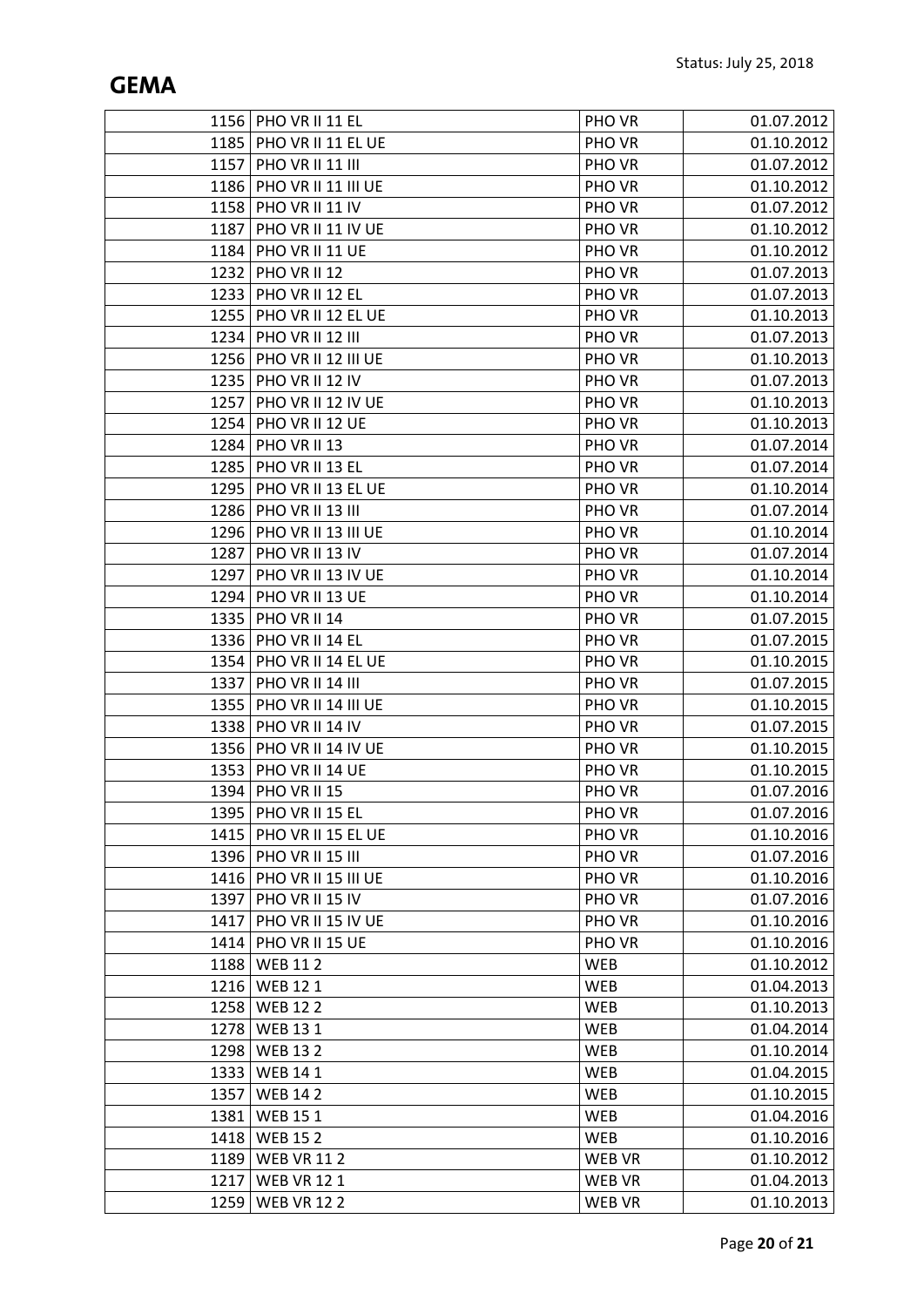| | | | |
|---|---|---|---|
| 1156 | PHO VR II 11 EL | PHO VR | 01.07.2012 |
| 1185 | PHO VR II 11 EL UE | PHO VR | 01.10.2012 |
| 1157 | PHO VR II 11 III | PHO VR | 01.07.2012 |
| 1186 | PHO VR II 11 III UE | PHO VR | 01.10.2012 |
| 1158 | PHO VR II 11 IV | PHO VR | 01.07.2012 |
| 1187 | PHO VR II 11 IV UE | PHO VR | 01.10.2012 |
| 1184 | PHO VR II 11 UE | PHO VR | 01.10.2012 |
| 1232 | PHO VR II 12 | PHO VR | 01.07.2013 |
| 1233 | PHO VR II 12 EL | PHO VR | 01.07.2013 |
| 1255 | PHO VR II 12 EL UE | PHO VR | 01.10.2013 |
| 1234 | PHO VR II 12 III | PHO VR | 01.07.2013 |
| 1256 | PHO VR II 12 III UE | PHO VR | 01.10.2013 |
| 1235 | PHO VR II 12 IV | PHO VR | 01.07.2013 |
| 1257 | PHO VR II 12 IV UE | PHO VR | 01.10.2013 |
| 1254 | PHO VR II 12 UE | PHO VR | 01.10.2013 |
| 1284 | PHO VR II 13 | PHO VR | 01.07.2014 |
| 1285 | PHO VR II 13 EL | PHO VR | 01.07.2014 |
| 1295 | PHO VR II 13 EL UE | PHO VR | 01.10.2014 |
| 1286 | PHO VR II 13 III | PHO VR | 01.07.2014 |
| 1296 | PHO VR II 13 III UE | PHO VR | 01.10.2014 |
| 1287 | PHO VR II 13 IV | PHO VR | 01.07.2014 |
| 1297 | PHO VR II 13 IV UE | PHO VR | 01.10.2014 |
| 1294 | PHO VR II 13 UE | PHO VR | 01.10.2014 |
| 1335 | PHO VR II 14 | PHO VR | 01.07.2015 |
| 1336 | PHO VR II 14 EL | PHO VR | 01.07.2015 |
| 1354 | PHO VR II 14 EL UE | PHO VR | 01.10.2015 |
| 1337 | PHO VR II 14 III | PHO VR | 01.07.2015 |
| 1355 | PHO VR II 14 III UE | PHO VR | 01.10.2015 |
| 1338 | PHO VR II 14 IV | PHO VR | 01.07.2015 |
| 1356 | PHO VR II 14 IV UE | PHO VR | 01.10.2015 |
| 1353 | PHO VR II 14 UE | PHO VR | 01.10.2015 |
| 1394 | PHO VR II 15 | PHO VR | 01.07.2016 |
| 1395 | PHO VR II 15 EL | PHO VR | 01.07.2016 |
| 1415 | PHO VR II 15 EL UE | PHO VR | 01.10.2016 |
| 1396 | PHO VR II 15 III | PHO VR | 01.07.2016 |
| 1416 | PHO VR II 15 III UE | PHO VR | 01.10.2016 |
| 1397 | PHO VR II 15 IV | PHO VR | 01.07.2016 |
| 1417 | PHO VR II 15 IV UE | PHO VR | 01.10.2016 |
| 1414 | PHO VR II 15 UE | PHO VR | 01.10.2016 |
| 1188 | WEB 11 2 | WEB | 01.10.2012 |
| 1216 | WEB 12 1 | WEB | 01.04.2013 |
| 1258 | WEB 12 2 | WEB | 01.10.2013 |
| 1278 | WEB 13 1 | WEB | 01.04.2014 |
| 1298 | WEB 13 2 | WEB | 01.10.2014 |
| 1333 | WEB 14 1 | WEB | 01.04.2015 |
| 1357 | WEB 14 2 | WEB | 01.10.2015 |
| 1381 | WEB 15 1 | WEB | 01.04.2016 |
| 1418 | WEB 15 2 | WEB | 01.10.2016 |
| 1189 | WEB VR 11 2 | WEB VR | 01.10.2012 |
| 1217 | WEB VR 12 1 | WEB VR | 01.04.2013 |
| 1259 | WEB VR 12 2 | WEB VR | 01.10.2013 |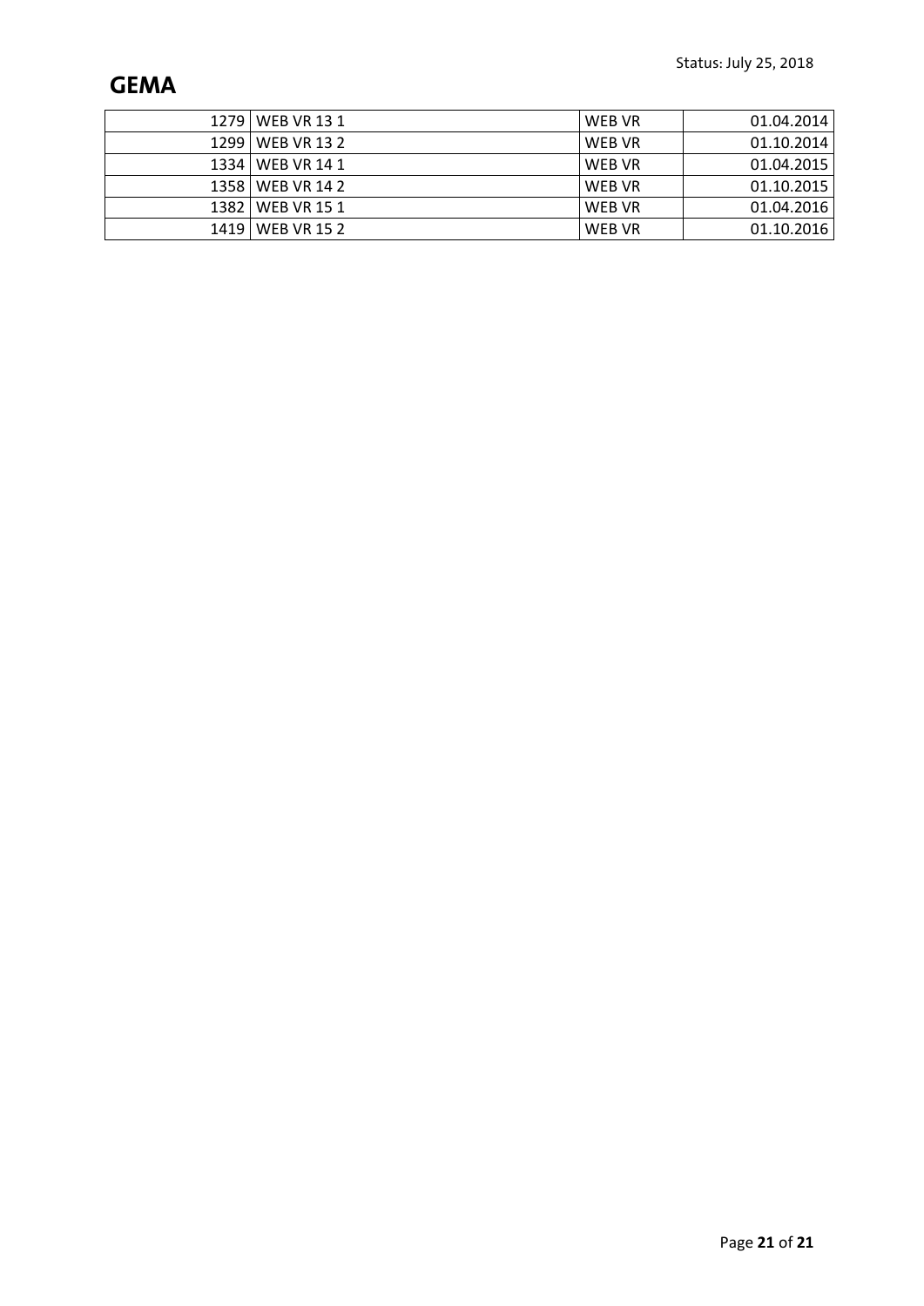| | | | |
|---|---|---|---|
| 1279 | WEB VR 13 1 | WEB VR | 01.04.2014 |
| 1299 | WEB VR 13 2 | WEB VR | 01.10.2014 |
| 1334 | WEB VR 14 1 | WEB VR | 01.04.2015 |
| 1358 | WEB VR 14 2 | WEB VR | 01.10.2015 |
| 1382 | WEB VR 15 1 | WEB VR | 01.04.2016 |
| 1419 | WEB VR 15 2 | WEB VR | 01.10.2016 |